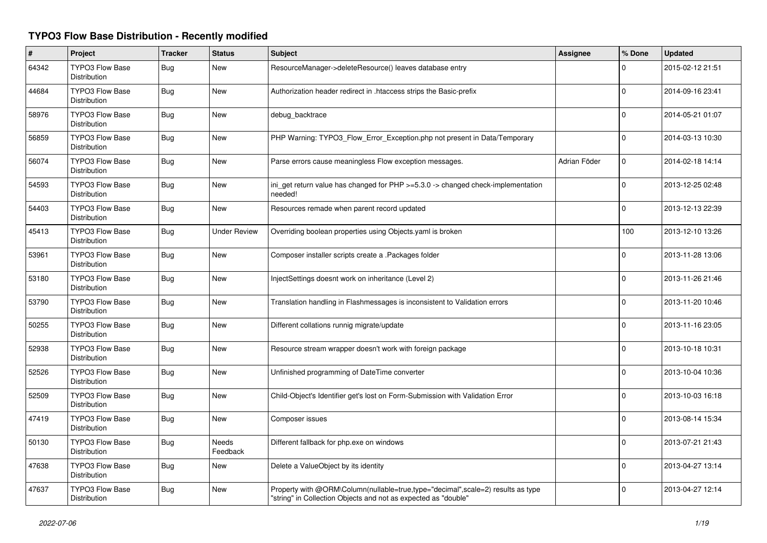# TYPO3 Flow Base Distribution - Recently modified

| # | Project | Tracker | Status | Subject | Assignee | % Done | Updated |
|---|---|---|---|---|---|---|---|
| 64342 | TYPO3 Flow Base Distribution | Bug | New | ResourceManager->deleteResource() leaves database entry | | 0 | 2015-02-12 21:51 |
| 44684 | TYPO3 Flow Base Distribution | Bug | New | Authorization header redirect in .htaccess strips the Basic-prefix | | 0 | 2014-09-16 23:41 |
| 58976 | TYPO3 Flow Base Distribution | Bug | New | debug_backtrace | | 0 | 2014-05-21 01:07 |
| 56859 | TYPO3 Flow Base Distribution | Bug | New | PHP Warning: TYPO3_Flow_Error_Exception.php not present in Data/Temporary | | 0 | 2014-03-13 10:30 |
| 56074 | TYPO3 Flow Base Distribution | Bug | New | Parse errors cause meaningless Flow exception messages. | Adrian Föder | 0 | 2014-02-18 14:14 |
| 54593 | TYPO3 Flow Base Distribution | Bug | New | ini_get return value has changed for PHP >=5.3.0 -> changed check-implementation needed! | | 0 | 2013-12-25 02:48 |
| 54403 | TYPO3 Flow Base Distribution | Bug | New | Resources remade when parent record updated | | 0 | 2013-12-13 22:39 |
| 45413 | TYPO3 Flow Base Distribution | Bug | Under Review | Overriding boolean properties using Objects.yaml is broken | | 100 | 2013-12-10 13:26 |
| 53961 | TYPO3 Flow Base Distribution | Bug | New | Composer installer scripts create a .Packages folder | | 0 | 2013-11-28 13:06 |
| 53180 | TYPO3 Flow Base Distribution | Bug | New | InjectSettings doesnt work on inheritance (Level 2) | | 0 | 2013-11-26 21:46 |
| 53790 | TYPO3 Flow Base Distribution | Bug | New | Translation handling in Flashmessages is inconsistent to Validation errors | | 0 | 2013-11-20 10:46 |
| 50255 | TYPO3 Flow Base Distribution | Bug | New | Different collations runnig migrate/update | | 0 | 2013-11-16 23:05 |
| 52938 | TYPO3 Flow Base Distribution | Bug | New | Resource stream wrapper doesn't work with foreign package | | 0 | 2013-10-18 10:31 |
| 52526 | TYPO3 Flow Base Distribution | Bug | New | Unfinished programming of DateTime converter | | 0 | 2013-10-04 10:36 |
| 52509 | TYPO3 Flow Base Distribution | Bug | New | Child-Object's Identifier get's lost on Form-Submission with Validation Error | | 0 | 2013-10-03 16:18 |
| 47419 | TYPO3 Flow Base Distribution | Bug | New | Composer issues | | 0 | 2013-08-14 15:34 |
| 50130 | TYPO3 Flow Base Distribution | Bug | Needs Feedback | Different fallback for php.exe on windows | | 0 | 2013-07-21 21:43 |
| 47638 | TYPO3 Flow Base Distribution | Bug | New | Delete a ValueObject by its identity | | 0 | 2013-04-27 13:14 |
| 47637 | TYPO3 Flow Base Distribution | Bug | New | Property with @ORM\Column(nullable=true,type="decimal",scale=2) results as type "string" in Collection Objects and not as expected as "double" | | 0 | 2013-04-27 12:14 |

*2022-07-06*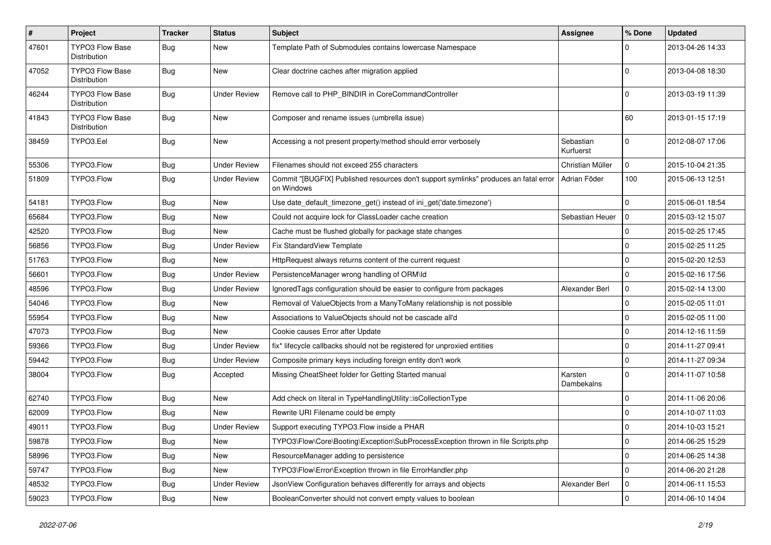| # | Project | Tracker | Status | Subject | Assignee | % Done | Updated |
|---|---|---|---|---|---|---|---|
| 47601 | TYPO3 Flow Base Distribution | Bug | New | Template Path of Submodules contains lowercase Namespace | | 0 | 2013-04-26 14:33 |
| 47052 | TYPO3 Flow Base Distribution | Bug | New | Clear doctrine caches after migration applied | | 0 | 2013-04-08 18:30 |
| 46244 | TYPO3 Flow Base Distribution | Bug | Under Review | Remove call to PHP_BINDIR in CoreCommandController | | 0 | 2013-03-19 11:39 |
| 41843 | TYPO3 Flow Base Distribution | Bug | New | Composer and rename issues (umbrella issue) | | 60 | 2013-01-15 17:19 |
| 38459 | TYPO3.Eel | Bug | New | Accessing a not present property/method should error verbosely | Sebastian Kurfuerst | 0 | 2012-08-07 17:06 |
| 55306 | TYPO3.Flow | Bug | Under Review | Filenames should not exceed 255 characters | Christian Müller | 0 | 2015-10-04 21:35 |
| 51809 | TYPO3.Flow | Bug | Under Review | Commit "[BUGFIX] Published resources don't support symlinks" produces an fatal error on Windows | Adrian Föder | 100 | 2015-06-13 12:51 |
| 54181 | TYPO3.Flow | Bug | New | Use date_default_timezone_get() instead of ini_get('date.timezone') | | 0 | 2015-06-01 18:54 |
| 65684 | TYPO3.Flow | Bug | New | Could not acquire lock for ClassLoader cache creation | Sebastian Heuer | 0 | 2015-03-12 15:07 |
| 42520 | TYPO3.Flow | Bug | New | Cache must be flushed globally for package state changes | | 0 | 2015-02-25 17:45 |
| 56856 | TYPO3.Flow | Bug | Under Review | Fix StandardView Template | | 0 | 2015-02-25 11:25 |
| 51763 | TYPO3.Flow | Bug | New | HttpRequest always returns content of the current request | | 0 | 2015-02-20 12:53 |
| 56601 | TYPO3.Flow | Bug | Under Review | PersistenceManager wrong handling of ORM\Id | | 0 | 2015-02-16 17:56 |
| 48596 | TYPO3.Flow | Bug | Under Review | IgnoredTags configuration should be easier to configure from packages | Alexander Berl | 0 | 2015-02-14 13:00 |
| 54046 | TYPO3.Flow | Bug | New | Removal of ValueObjects from a ManyToMany relationship is not possible | | 0 | 2015-02-05 11:01 |
| 55954 | TYPO3.Flow | Bug | New | Associations to ValueObjects should not be cascade all'd | | 0 | 2015-02-05 11:00 |
| 47073 | TYPO3.Flow | Bug | New | Cookie causes Error after Update | | 0 | 2014-12-16 11:59 |
| 59366 | TYPO3.Flow | Bug | Under Review | fix* lifecycle callbacks should not be registered for unproxied entities | | 0 | 2014-11-27 09:41 |
| 59442 | TYPO3.Flow | Bug | Under Review | Composite primary keys including foreign entity don't work | | 0 | 2014-11-27 09:34 |
| 38004 | TYPO3.Flow | Bug | Accepted | Missing CheatSheet folder for Getting Started manual | Karsten Dambekalns | 0 | 2014-11-07 10:58 |
| 62740 | TYPO3.Flow | Bug | New | Add check on literal in TypeHandlingUtility::isCollectionType | | 0 | 2014-11-06 20:06 |
| 62009 | TYPO3.Flow | Bug | New | Rewrite URI Filename could be empty | | 0 | 2014-10-07 11:03 |
| 49011 | TYPO3.Flow | Bug | Under Review | Support executing TYPO3.Flow inside a PHAR | | 0 | 2014-10-03 15:21 |
| 59878 | TYPO3.Flow | Bug | New | TYPO3\Flow\Core\Booting\Exception\SubProcessException thrown in file Scripts.php | | 0 | 2014-06-25 15:29 |
| 58996 | TYPO3.Flow | Bug | New | ResourceManager adding to persistence | | 0 | 2014-06-25 14:38 |
| 59747 | TYPO3.Flow | Bug | New | TYPO3\Flow\Error\Exception thrown in file ErrorHandler.php | | 0 | 2014-06-20 21:28 |
| 48532 | TYPO3.Flow | Bug | Under Review | JsonView Configuration behaves differently for arrays and objects | Alexander Berl | 0 | 2014-06-11 15:53 |
| 59023 | TYPO3.Flow | Bug | New | BooleanConverter should not convert empty values to boolean | | 0 | 2014-06-10 14:04 |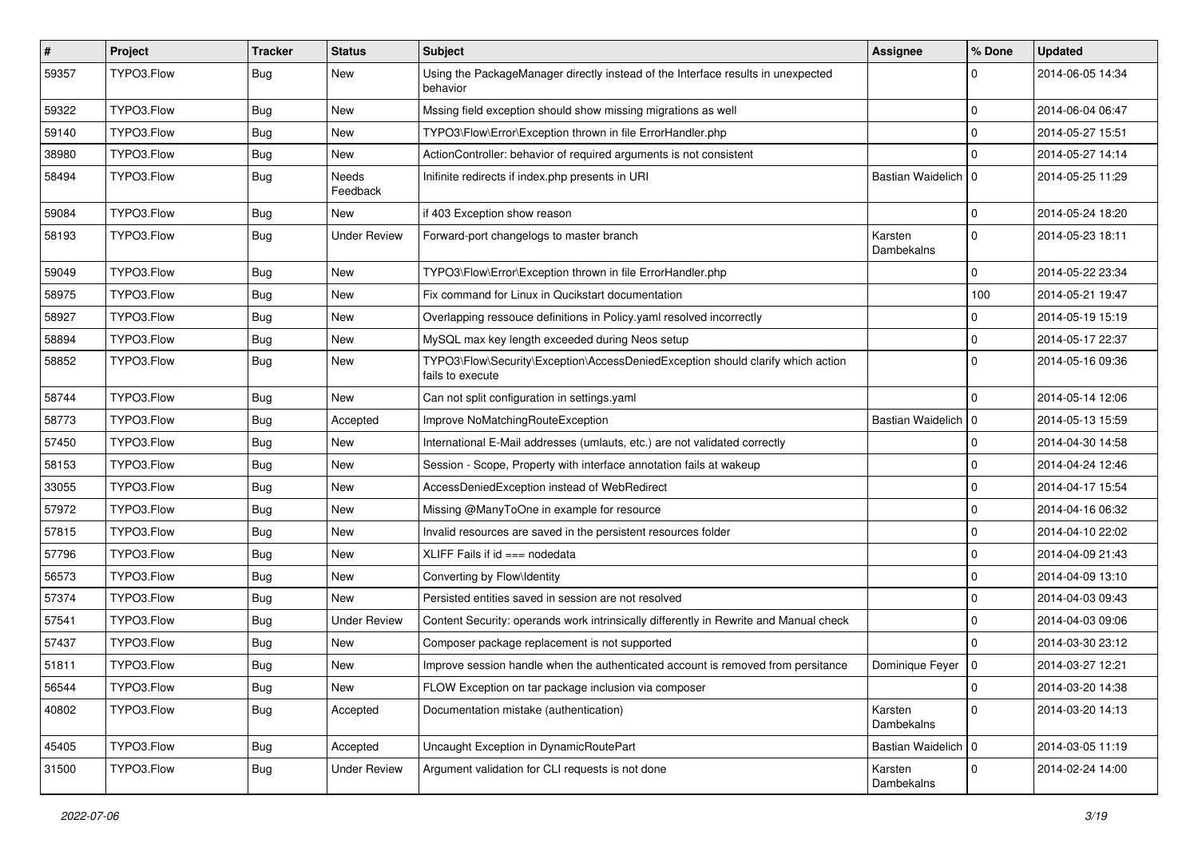| # | Project | Tracker | Status | Subject | Assignee | % Done | Updated |
|---|---|---|---|---|---|---|---|
| 59357 | TYPO3.Flow | Bug | New | Using the PackageManager directly instead of the Interface results in unexpected behavior | | 0 | 2014-06-05 14:34 |
| 59322 | TYPO3.Flow | Bug | New | Mssing field exception should show missing migrations as well | | 0 | 2014-06-04 06:47 |
| 59140 | TYPO3.Flow | Bug | New | TYPO3\Flow\Error\Exception thrown in file ErrorHandler.php | | 0 | 2014-05-27 15:51 |
| 38980 | TYPO3.Flow | Bug | New | ActionController: behavior of required arguments is not consistent | | 0 | 2014-05-27 14:14 |
| 58494 | TYPO3.Flow | Bug | Needs Feedback | Inifinite redirects if index.php presents in URI | Bastian Waidelich | 0 | 2014-05-25 11:29 |
| 59084 | TYPO3.Flow | Bug | New | if 403 Exception show reason | | 0 | 2014-05-24 18:20 |
| 58193 | TYPO3.Flow | Bug | Under Review | Forward-port changelogs to master branch | Karsten Dambekalns | 0 | 2014-05-23 18:11 |
| 59049 | TYPO3.Flow | Bug | New | TYPO3\Flow\Error\Exception thrown in file ErrorHandler.php | | 0 | 2014-05-22 23:34 |
| 58975 | TYPO3.Flow | Bug | New | Fix command for Linux in Qucikstart documentation | | 100 | 2014-05-21 19:47 |
| 58927 | TYPO3.Flow | Bug | New | Overlapping ressouce definitions in Policy.yaml resolved incorrectly | | 0 | 2014-05-19 15:19 |
| 58894 | TYPO3.Flow | Bug | New | MySQL max key length exceeded during Neos setup | | 0 | 2014-05-17 22:37 |
| 58852 | TYPO3.Flow | Bug | New | TYPO3\Flow\Security\Exception\AccessDeniedException should clarify which action fails to execute | | 0 | 2014-05-16 09:36 |
| 58744 | TYPO3.Flow | Bug | New | Can not split configuration in settings.yaml | | 0 | 2014-05-14 12:06 |
| 58773 | TYPO3.Flow | Bug | Accepted | Improve NoMatchingRouteException | Bastian Waidelich | 0 | 2014-05-13 15:59 |
| 57450 | TYPO3.Flow | Bug | New | International E-Mail addresses (umlauts, etc.) are not validated correctly | | 0 | 2014-04-30 14:58 |
| 58153 | TYPO3.Flow | Bug | New | Session - Scope, Property with interface annotation fails at wakeup | | 0 | 2014-04-24 12:46 |
| 33055 | TYPO3.Flow | Bug | New | AccessDeniedException instead of WebRedirect | | 0 | 2014-04-17 15:54 |
| 57972 | TYPO3.Flow | Bug | New | Missing @ManyToOne in example for resource | | 0 | 2014-04-16 06:32 |
| 57815 | TYPO3.Flow | Bug | New | Invalid resources are saved in the persistent resources folder | | 0 | 2014-04-10 22:02 |
| 57796 | TYPO3.Flow | Bug | New | XLIFF Fails if id === nodedata | | 0 | 2014-04-09 21:43 |
| 56573 | TYPO3.Flow | Bug | New | Converting by Flow\Identity | | 0 | 2014-04-09 13:10 |
| 57374 | TYPO3.Flow | Bug | New | Persisted entities saved in session are not resolved | | 0 | 2014-04-03 09:43 |
| 57541 | TYPO3.Flow | Bug | Under Review | Content Security: operands work intrinsically differently in Rewrite and Manual check | | 0 | 2014-04-03 09:06 |
| 57437 | TYPO3.Flow | Bug | New | Composer package replacement is not supported | | 0 | 2014-03-30 23:12 |
| 51811 | TYPO3.Flow | Bug | New | Improve session handle when the authenticated account is removed from persitance | Dominique Feyer | 0 | 2014-03-27 12:21 |
| 56544 | TYPO3.Flow | Bug | New | FLOW Exception on tar package inclusion via composer | | 0 | 2014-03-20 14:38 |
| 40802 | TYPO3.Flow | Bug | Accepted | Documentation mistake (authentication) | Karsten Dambekalns | 0 | 2014-03-20 14:13 |
| 45405 | TYPO3.Flow | Bug | Accepted | Uncaught Exception in DynamicRoutePart | Bastian Waidelich | 0 | 2014-03-05 11:19 |
| 31500 | TYPO3.Flow | Bug | Under Review | Argument validation for CLI requests is not done | Karsten Dambekalns | 0 | 2014-02-24 14:00 |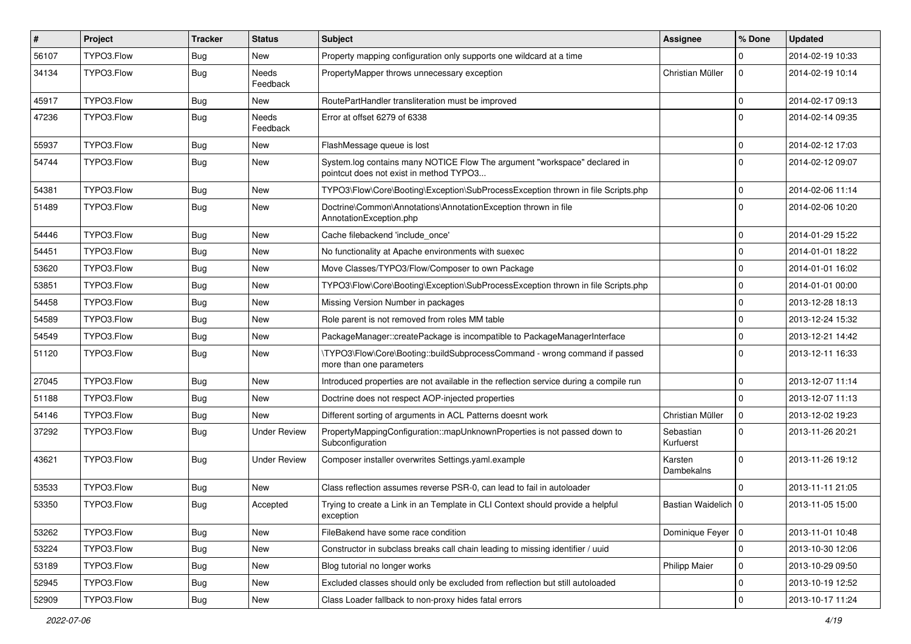| # | Project | Tracker | Status | Subject | Assignee | % Done | Updated |
|---|---|---|---|---|---|---|---|
| 56107 | TYPO3.Flow | Bug | New | Property mapping configuration only supports one wildcard at a time | | 0 | 2014-02-19 10:33 |
| 34134 | TYPO3.Flow | Bug | Needs Feedback | PropertyMapper throws unnecessary exception | Christian Müller | 0 | 2014-02-19 10:14 |
| 45917 | TYPO3.Flow | Bug | New | RoutePartHandler transliteration must be improved | | 0 | 2014-02-17 09:13 |
| 47236 | TYPO3.Flow | Bug | Needs Feedback | Error at offset 6279 of 6338 | | 0 | 2014-02-14 09:35 |
| 55937 | TYPO3.Flow | Bug | New | FlashMessage queue is lost | | 0 | 2014-02-12 17:03 |
| 54744 | TYPO3.Flow | Bug | New | System.log contains many NOTICE Flow The argument "workspace" declared in pointcut does not exist in method TYPO3... | | 0 | 2014-02-12 09:07 |
| 54381 | TYPO3.Flow | Bug | New | TYPO3\Flow\Core\Booting\Exception\SubProcessException thrown in file Scripts.php | | 0 | 2014-02-06 11:14 |
| 51489 | TYPO3.Flow | Bug | New | Doctrine\Common\Annotations\AnnotationException thrown in file AnnotationException.php | | 0 | 2014-02-06 10:20 |
| 54446 | TYPO3.Flow | Bug | New | Cache filebackend 'include_once' | | 0 | 2014-01-29 15:22 |
| 54451 | TYPO3.Flow | Bug | New | No functionality at Apache environments with suexec | | 0 | 2014-01-01 18:22 |
| 53620 | TYPO3.Flow | Bug | New | Move Classes/TYPO3/Flow/Composer to own Package | | 0 | 2014-01-01 16:02 |
| 53851 | TYPO3.Flow | Bug | New | TYPO3\Flow\Core\Booting\Exception\SubProcessException thrown in file Scripts.php | | 0 | 2014-01-01 00:00 |
| 54458 | TYPO3.Flow | Bug | New | Missing Version Number in packages | | 0 | 2013-12-28 18:13 |
| 54589 | TYPO3.Flow | Bug | New | Role parent is not removed from roles MM table | | 0 | 2013-12-24 15:32 |
| 54549 | TYPO3.Flow | Bug | New | PackageManager::createPackage is incompatible to PackageManagerInterface | | 0 | 2013-12-21 14:42 |
| 51120 | TYPO3.Flow | Bug | New | \TYPO3\Flow\Core\Booting::buildSubprocessCommand - wrong command if passed more than one parameters | | 0 | 2013-12-11 16:33 |
| 27045 | TYPO3.Flow | Bug | New | Introduced properties are not available in the reflection service during a compile run | | 0 | 2013-12-07 11:14 |
| 51188 | TYPO3.Flow | Bug | New | Doctrine does not respect AOP-injected properties | | 0 | 2013-12-07 11:13 |
| 54146 | TYPO3.Flow | Bug | New | Different sorting of arguments in ACL Patterns doesnt work | Christian Müller | 0 | 2013-12-02 19:23 |
| 37292 | TYPO3.Flow | Bug | Under Review | PropertyMappingConfiguration::mapUnknownProperties is not passed down to Subconfiguration | Sebastian Kurfuerst | 0 | 2013-11-26 20:21 |
| 43621 | TYPO3.Flow | Bug | Under Review | Composer installer overwrites Settings.yaml.example | Karsten Dambekalns | 0 | 2013-11-26 19:12 |
| 53533 | TYPO3.Flow | Bug | New | Class reflection assumes reverse PSR-0, can lead to fail in autoloader | | 0 | 2013-11-11 21:05 |
| 53350 | TYPO3.Flow | Bug | Accepted | Trying to create a Link in an Template in CLI Context should provide a helpful exception | Bastian Waidelich | 0 | 2013-11-05 15:00 |
| 53262 | TYPO3.Flow | Bug | New | FileBakend have some race condition | Dominique Feyer | 0 | 2013-11-01 10:48 |
| 53224 | TYPO3.Flow | Bug | New | Constructor in subclass breaks call chain leading to missing identifier / uuid | | 0 | 2013-10-30 12:06 |
| 53189 | TYPO3.Flow | Bug | New | Blog tutorial no longer works | Philipp Maier | 0 | 2013-10-29 09:50 |
| 52945 | TYPO3.Flow | Bug | New | Excluded classes should only be excluded from reflection but still autoloaded | | 0 | 2013-10-19 12:52 |
| 52909 | TYPO3.Flow | Bug | New | Class Loader fallback to non-proxy hides fatal errors | | 0 | 2013-10-17 11:24 |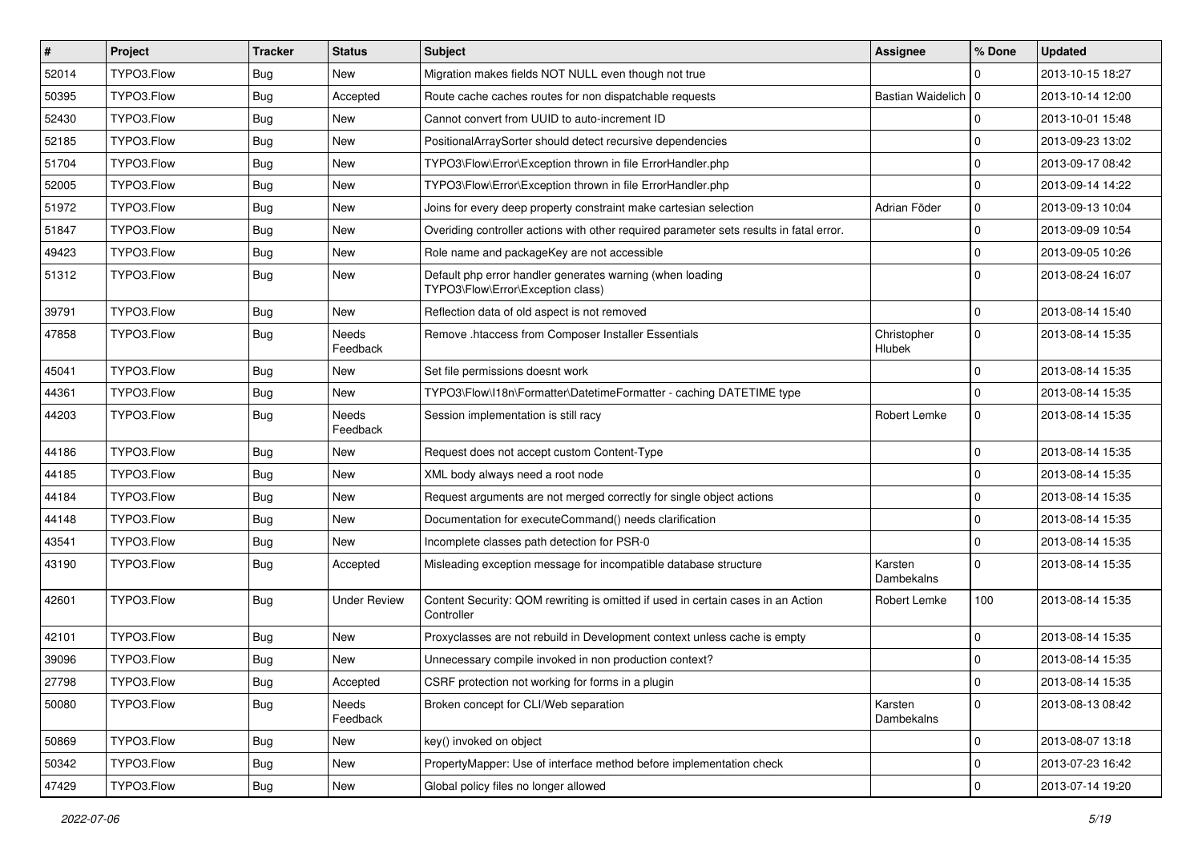| # | Project | Tracker | Status | Subject | Assignee | % Done | Updated |
|---|---|---|---|---|---|---|---|
| 52014 | TYPO3.Flow | Bug | New | Migration makes fields NOT NULL even though not true | | 0 | 2013-10-15 18:27 |
| 50395 | TYPO3.Flow | Bug | Accepted | Route cache caches routes for non dispatchable requests | Bastian Waidelich | 0 | 2013-10-14 12:00 |
| 52430 | TYPO3.Flow | Bug | New | Cannot convert from UUID to auto-increment ID | | 0 | 2013-10-01 15:48 |
| 52185 | TYPO3.Flow | Bug | New | PositionalArraySorter should detect recursive dependencies | | 0 | 2013-09-23 13:02 |
| 51704 | TYPO3.Flow | Bug | New | TYPO3\Flow\Error\Exception thrown in file ErrorHandler.php | | 0 | 2013-09-17 08:42 |
| 52005 | TYPO3.Flow | Bug | New | TYPO3\Flow\Error\Exception thrown in file ErrorHandler.php | | 0 | 2013-09-14 14:22 |
| 51972 | TYPO3.Flow | Bug | New | Joins for every deep property constraint make cartesian selection | Adrian Föder | 0 | 2013-09-13 10:04 |
| 51847 | TYPO3.Flow | Bug | New | Overiding controller actions with other required parameter sets results in fatal error. | | 0 | 2013-09-09 10:54 |
| 49423 | TYPO3.Flow | Bug | New | Role name and packageKey are not accessible | | 0 | 2013-09-05 10:26 |
| 51312 | TYPO3.Flow | Bug | New | Default php error handler generates warning (when loading TYPO3\Flow\Error\Exception class) | | 0 | 2013-08-24 16:07 |
| 39791 | TYPO3.Flow | Bug | New | Reflection data of old aspect is not removed | | 0 | 2013-08-14 15:40 |
| 47858 | TYPO3.Flow | Bug | Needs Feedback | Remove .htaccess from Composer Installer Essentials | Christopher Hlubek | 0 | 2013-08-14 15:35 |
| 45041 | TYPO3.Flow | Bug | New | Set file permissions doesnt work | | 0 | 2013-08-14 15:35 |
| 44361 | TYPO3.Flow | Bug | New | TYPO3\Flow\I18n\Formatter\DatetimeFormatter - caching DATETIME type | | 0 | 2013-08-14 15:35 |
| 44203 | TYPO3.Flow | Bug | Needs Feedback | Session implementation is still racy | Robert Lemke | 0 | 2013-08-14 15:35 |
| 44186 | TYPO3.Flow | Bug | New | Request does not accept custom Content-Type | | 0 | 2013-08-14 15:35 |
| 44185 | TYPO3.Flow | Bug | New | XML body always need a root node | | 0 | 2013-08-14 15:35 |
| 44184 | TYPO3.Flow | Bug | New | Request arguments are not merged correctly for single object actions | | 0 | 2013-08-14 15:35 |
| 44148 | TYPO3.Flow | Bug | New | Documentation for executeCommand() needs clarification | | 0 | 2013-08-14 15:35 |
| 43541 | TYPO3.Flow | Bug | New | Incomplete classes path detection for PSR-0 | | 0 | 2013-08-14 15:35 |
| 43190 | TYPO3.Flow | Bug | Accepted | Misleading exception message for incompatible database structure | Karsten Dambekalns | 0 | 2013-08-14 15:35 |
| 42601 | TYPO3.Flow | Bug | Under Review | Content Security: QOM rewriting is omitted if used in certain cases in an Action Controller | Robert Lemke | 100 | 2013-08-14 15:35 |
| 42101 | TYPO3.Flow | Bug | New | Proxyclasses are not rebuild in Development context unless cache is empty | | 0 | 2013-08-14 15:35 |
| 39096 | TYPO3.Flow | Bug | New | Unnecessary compile invoked in non production context? | | 0 | 2013-08-14 15:35 |
| 27798 | TYPO3.Flow | Bug | Accepted | CSRF protection not working for forms in a plugin | | 0 | 2013-08-14 15:35 |
| 50080 | TYPO3.Flow | Bug | Needs Feedback | Broken concept for CLI/Web separation | Karsten Dambekalns | 0 | 2013-08-13 08:42 |
| 50869 | TYPO3.Flow | Bug | New | key() invoked on object | | 0 | 2013-08-07 13:18 |
| 50342 | TYPO3.Flow | Bug | New | PropertyMapper: Use of interface method before implementation check | | 0 | 2013-07-23 16:42 |
| 47429 | TYPO3.Flow | Bug | New | Global policy files no longer allowed | | 0 | 2013-07-14 19:20 |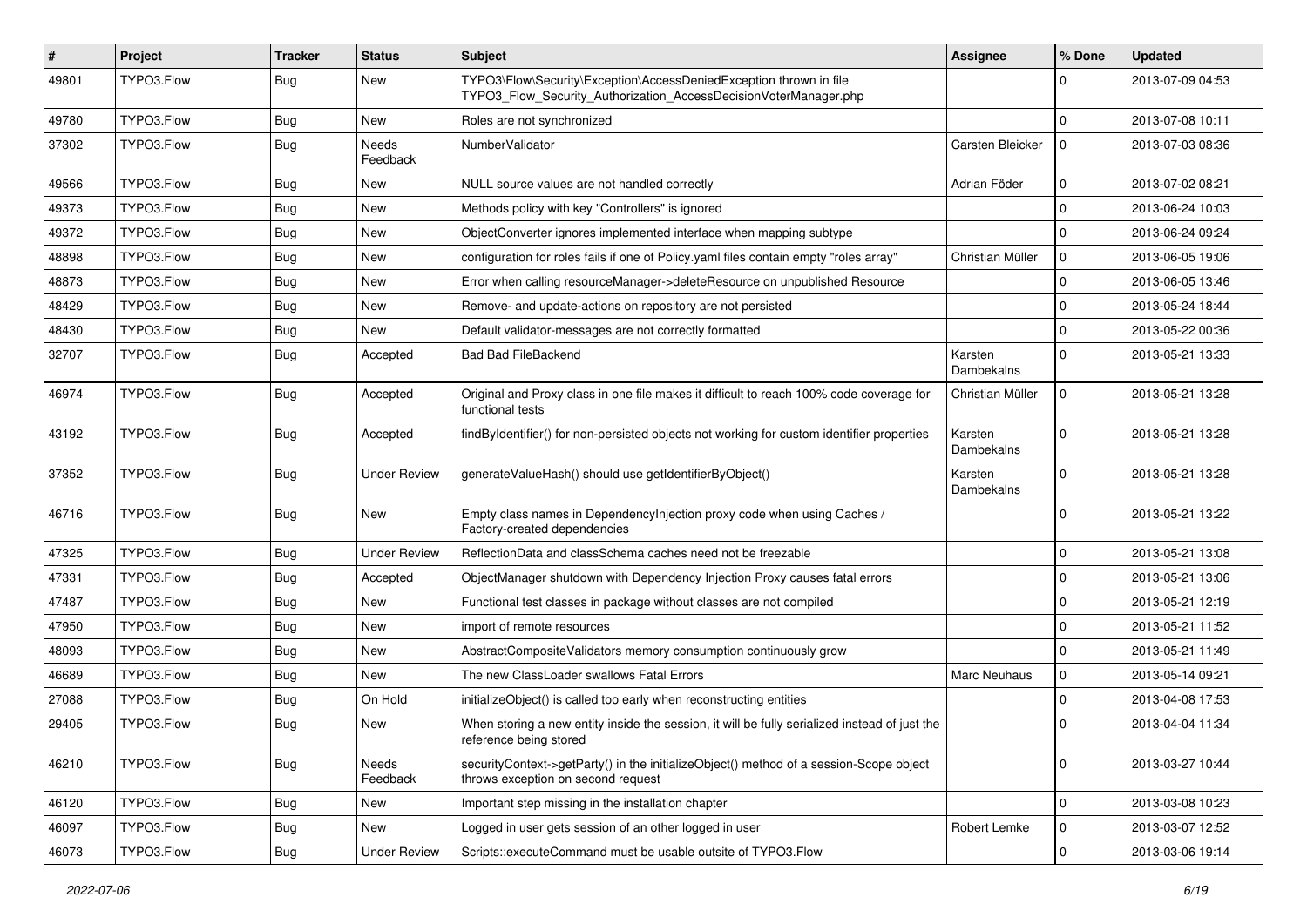| # | Project | Tracker | Status | Subject | Assignee | % Done | Updated |
|---|---|---|---|---|---|---|---|
| 49801 | TYPO3.Flow | Bug | New | TYPO3\Flow\Security\Exception\AccessDeniedException thrown in file TYPO3_Flow_Security_Authorization_AccessDecisionVoterManager.php | | 0 | 2013-07-09 04:53 |
| 49780 | TYPO3.Flow | Bug | New | Roles are not synchronized | | 0 | 2013-07-08 10:11 |
| 37302 | TYPO3.Flow | Bug | Needs Feedback | NumberValidator | Carsten Bleicker | 0 | 2013-07-03 08:36 |
| 49566 | TYPO3.Flow | Bug | New | NULL source values are not handled correctly | Adrian Föder | 0 | 2013-07-02 08:21 |
| 49373 | TYPO3.Flow | Bug | New | Methods policy with key "Controllers" is ignored | | 0 | 2013-06-24 10:03 |
| 49372 | TYPO3.Flow | Bug | New | ObjectConverter ignores implemented interface when mapping subtype | | 0 | 2013-06-24 09:24 |
| 48898 | TYPO3.Flow | Bug | New | configuration for roles fails if one of Policy.yaml files contain empty "roles array" | Christian Müller | 0 | 2013-06-05 19:06 |
| 48873 | TYPO3.Flow | Bug | New | Error when calling resourceManager->deleteResource on unpublished Resource | | 0 | 2013-06-05 13:46 |
| 48429 | TYPO3.Flow | Bug | New | Remove- and update-actions on repository are not persisted | | 0 | 2013-05-24 18:44 |
| 48430 | TYPO3.Flow | Bug | New | Default validator-messages are not correctly formatted | | 0 | 2013-05-22 00:36 |
| 32707 | TYPO3.Flow | Bug | Accepted | Bad Bad FileBackend | Karsten Dambekalns | 0 | 2013-05-21 13:33 |
| 46974 | TYPO3.Flow | Bug | Accepted | Original and Proxy class in one file makes it difficult to reach 100% code coverage for functional tests | Christian Müller | 0 | 2013-05-21 13:28 |
| 43192 | TYPO3.Flow | Bug | Accepted | findByIdentifier() for non-persisted objects not working for custom identifier properties | Karsten Dambekalns | 0 | 2013-05-21 13:28 |
| 37352 | TYPO3.Flow | Bug | Under Review | generateValueHash() should use getIdentifierByObject() | Karsten Dambekalns | 0 | 2013-05-21 13:28 |
| 46716 | TYPO3.Flow | Bug | New | Empty class names in DependencyInjection proxy code when using Caches / Factory-created dependencies | | 0 | 2013-05-21 13:22 |
| 47325 | TYPO3.Flow | Bug | Under Review | ReflectionData and classSchema caches need not be freezable | | 0 | 2013-05-21 13:08 |
| 47331 | TYPO3.Flow | Bug | Accepted | ObjectManager shutdown with Dependency Injection Proxy causes fatal errors | | 0 | 2013-05-21 13:06 |
| 47487 | TYPO3.Flow | Bug | New | Functional test classes in package without classes are not compiled | | 0 | 2013-05-21 12:19 |
| 47950 | TYPO3.Flow | Bug | New | import of remote resources | | 0 | 2013-05-21 11:52 |
| 48093 | TYPO3.Flow | Bug | New | AbstractCompositeValidators memory consumption continuously grow | | 0 | 2013-05-21 11:49 |
| 46689 | TYPO3.Flow | Bug | New | The new ClassLoader swallows Fatal Errors | Marc Neuhaus | 0 | 2013-05-14 09:21 |
| 27088 | TYPO3.Flow | Bug | On Hold | initializeObject() is called too early when reconstructing entities | | 0 | 2013-04-08 17:53 |
| 29405 | TYPO3.Flow | Bug | New | When storing a new entity inside the session, it will be fully serialized instead of just the reference being stored | | 0 | 2013-04-04 11:34 |
| 46210 | TYPO3.Flow | Bug | Needs Feedback | securityContext->getParty() in the initializeObject() method of a session-Scope object throws exception on second request | | 0 | 2013-03-27 10:44 |
| 46120 | TYPO3.Flow | Bug | New | Important step missing in the installation chapter | | 0 | 2013-03-08 10:23 |
| 46097 | TYPO3.Flow | Bug | New | Logged in user gets session of an other logged in user | Robert Lemke | 0 | 2013-03-07 12:52 |
| 46073 | TYPO3.Flow | Bug | Under Review | Scripts::executeCommand must be usable outsite of TYPO3.Flow | | 0 | 2013-03-06 19:14 |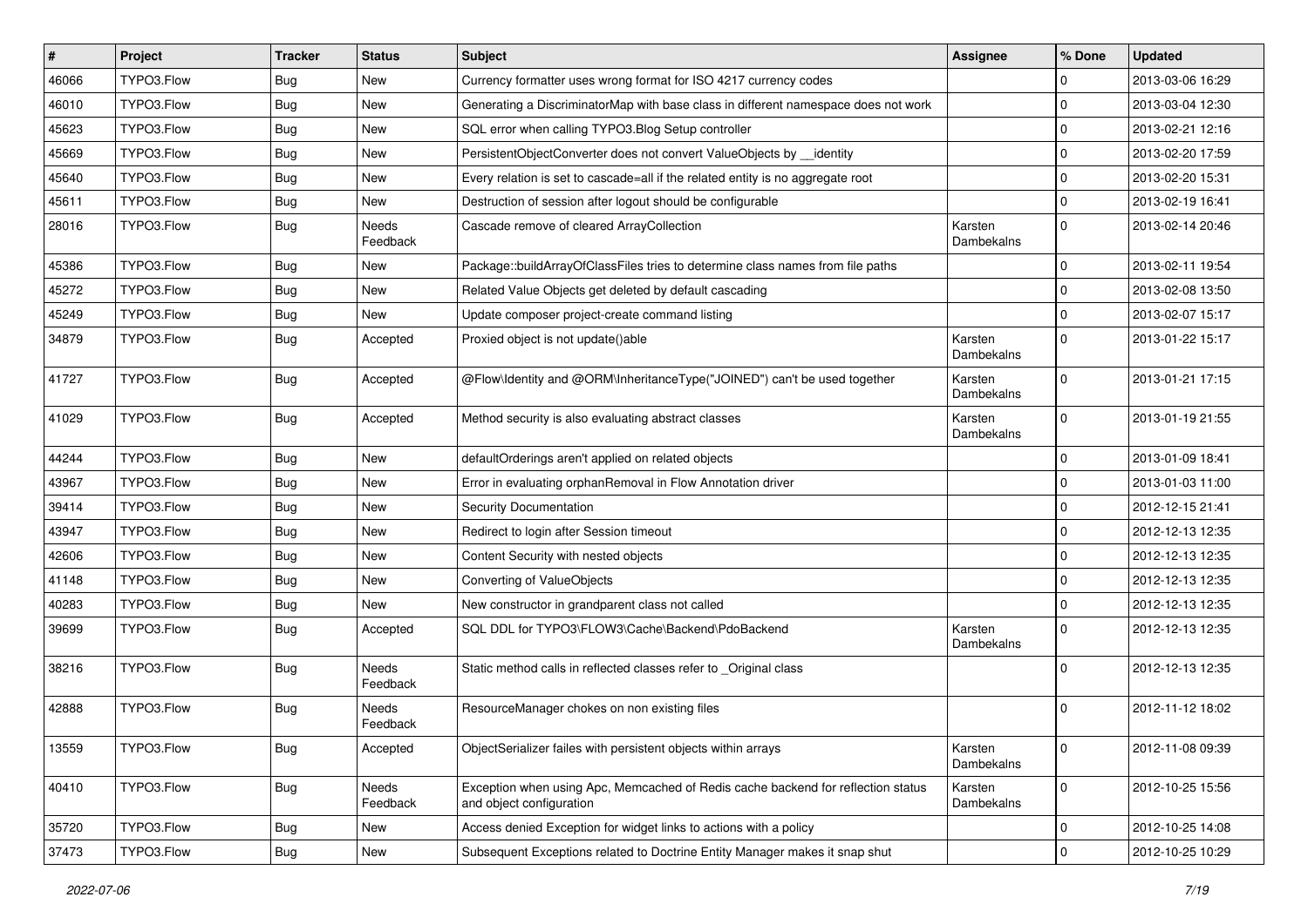| # | Project | Tracker | Status | Subject | Assignee | % Done | Updated |
|---|---|---|---|---|---|---|---|
| 46066 | TYPO3.Flow | Bug | New | Currency formatter uses wrong format for ISO 4217 currency codes | | 0 | 2013-03-06 16:29 |
| 46010 | TYPO3.Flow | Bug | New | Generating a DiscriminatorMap with base class in different namespace does not work | | 0 | 2013-03-04 12:30 |
| 45623 | TYPO3.Flow | Bug | New | SQL error when calling TYPO3.Blog Setup controller | | 0 | 2013-02-21 12:16 |
| 45669 | TYPO3.Flow | Bug | New | PersistentObjectConverter does not convert ValueObjects by __identity | | 0 | 2013-02-20 17:59 |
| 45640 | TYPO3.Flow | Bug | New | Every relation is set to cascade=all if the related entity is no aggregate root | | 0 | 2013-02-20 15:31 |
| 45611 | TYPO3.Flow | Bug | New | Destruction of session after logout should be configurable | | 0 | 2013-02-19 16:41 |
| 28016 | TYPO3.Flow | Bug | Needs Feedback | Cascade remove of cleared ArrayCollection | Karsten Dambekalns | 0 | 2013-02-14 20:46 |
| 45386 | TYPO3.Flow | Bug | New | Package::buildArrayOfClassFiles tries to determine class names from file paths | | 0 | 2013-02-11 19:54 |
| 45272 | TYPO3.Flow | Bug | New | Related Value Objects get deleted by default cascading | | 0 | 2013-02-08 13:50 |
| 45249 | TYPO3.Flow | Bug | New | Update composer project-create command listing | | 0 | 2013-02-07 15:17 |
| 34879 | TYPO3.Flow | Bug | Accepted | Proxied object is not update()able | Karsten Dambekalns | 0 | 2013-01-22 15:17 |
| 41727 | TYPO3.Flow | Bug | Accepted | @Flow\Identity and @ORM\InheritanceType("JOINED") can't be used together | Karsten Dambekalns | 0 | 2013-01-21 17:15 |
| 41029 | TYPO3.Flow | Bug | Accepted | Method security is also evaluating abstract classes | Karsten Dambekalns | 0 | 2013-01-19 21:55 |
| 44244 | TYPO3.Flow | Bug | New | defaultOrderings aren't applied on related objects | | 0 | 2013-01-09 18:41 |
| 43967 | TYPO3.Flow | Bug | New | Error in evaluating orphanRemoval in Flow Annotation driver | | 0 | 2013-01-03 11:00 |
| 39414 | TYPO3.Flow | Bug | New | Security Documentation | | 0 | 2012-12-15 21:41 |
| 43947 | TYPO3.Flow | Bug | New | Redirect to login after Session timeout | | 0 | 2012-12-13 12:35 |
| 42606 | TYPO3.Flow | Bug | New | Content Security with nested objects | | 0 | 2012-12-13 12:35 |
| 41148 | TYPO3.Flow | Bug | New | Converting of ValueObjects | | 0 | 2012-12-13 12:35 |
| 40283 | TYPO3.Flow | Bug | New | New constructor in grandparent class not called | | 0 | 2012-12-13 12:35 |
| 39699 | TYPO3.Flow | Bug | Accepted | SQL DDL for TYPO3\FLOW3\Cache\Backend\PdoBackend | Karsten Dambekalns | 0 | 2012-12-13 12:35 |
| 38216 | TYPO3.Flow | Bug | Needs Feedback | Static method calls in reflected classes refer to _Original class | | 0 | 2012-12-13 12:35 |
| 42888 | TYPO3.Flow | Bug | Needs Feedback | ResourceManager chokes on non existing files | | 0 | 2012-11-12 18:02 |
| 13559 | TYPO3.Flow | Bug | Accepted | ObjectSerializer failes with persistent objects within arrays | Karsten Dambekalns | 0 | 2012-11-08 09:39 |
| 40410 | TYPO3.Flow | Bug | Needs Feedback | Exception when using Apc, Memcached of Redis cache backend for reflection status and object configuration | Karsten Dambekalns | 0 | 2012-10-25 15:56 |
| 35720 | TYPO3.Flow | Bug | New | Access denied Exception for widget links to actions with a policy | | 0 | 2012-10-25 14:08 |
| 37473 | TYPO3.Flow | Bug | New | Subsequent Exceptions related to Doctrine Entity Manager makes it snap shut | | 0 | 2012-10-25 10:29 |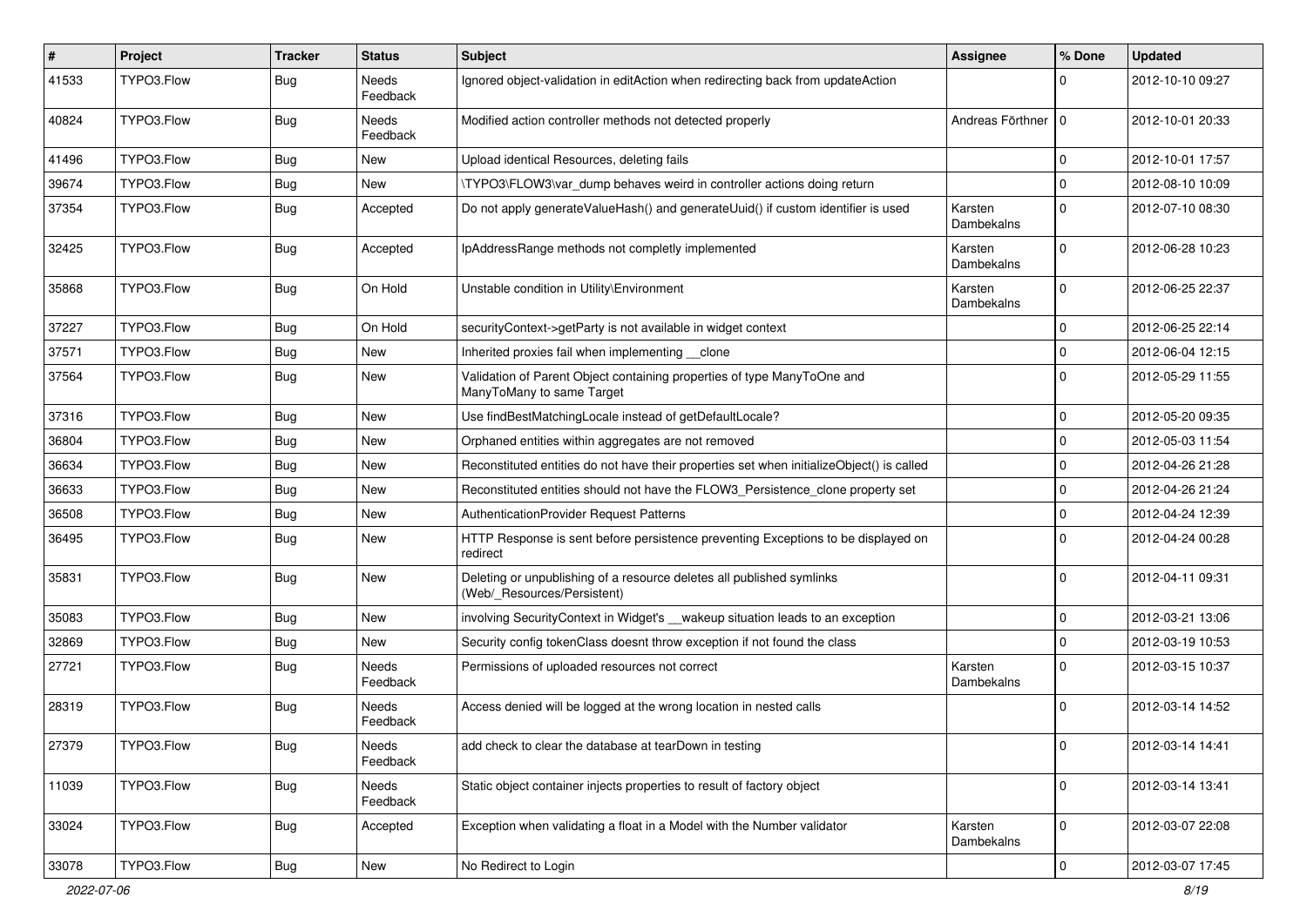| # | Project | Tracker | Status | Subject | Assignee | % Done | Updated |
|---|---|---|---|---|---|---|---|
| 41533 | TYPO3.Flow | Bug | Needs Feedback | Ignored object-validation in editAction when redirecting back from updateAction | | 0 | 2012-10-10 09:27 |
| 40824 | TYPO3.Flow | Bug | Needs Feedback | Modified action controller methods not detected properly | Andreas Förthner | 0 | 2012-10-01 20:33 |
| 41496 | TYPO3.Flow | Bug | New | Upload identical Resources, deleting fails | | 0 | 2012-10-01 17:57 |
| 39674 | TYPO3.Flow | Bug | New | \TYPO3\FLOW3\var_dump behaves weird in controller actions doing return | | 0 | 2012-08-10 10:09 |
| 37354 | TYPO3.Flow | Bug | Accepted | Do not apply generateValueHash() and generateUuid() if custom identifier is used | Karsten Dambekalns | 0 | 2012-07-10 08:30 |
| 32425 | TYPO3.Flow | Bug | Accepted | IpAddressRange methods not completly implemented | Karsten Dambekalns | 0 | 2012-06-28 10:23 |
| 35868 | TYPO3.Flow | Bug | On Hold | Unstable condition in Utility\Environment | Karsten Dambekalns | 0 | 2012-06-25 22:37 |
| 37227 | TYPO3.Flow | Bug | On Hold | securityContext->getParty is not available in widget context | | 0 | 2012-06-25 22:14 |
| 37571 | TYPO3.Flow | Bug | New | Inherited proxies fail when implementing __clone | | 0 | 2012-06-04 12:15 |
| 37564 | TYPO3.Flow | Bug | New | Validation of Parent Object containing properties of type ManyToOne and ManyToMany to same Target | | 0 | 2012-05-29 11:55 |
| 37316 | TYPO3.Flow | Bug | New | Use findBestMatchingLocale instead of getDefaultLocale? | | 0 | 2012-05-20 09:35 |
| 36804 | TYPO3.Flow | Bug | New | Orphaned entities within aggregates are not removed | | 0 | 2012-05-03 11:54 |
| 36634 | TYPO3.Flow | Bug | New | Reconstituted entities do not have their properties set when initializeObject() is called | | 0 | 2012-04-26 21:28 |
| 36633 | TYPO3.Flow | Bug | New | Reconstituted entities should not have the FLOW3_Persistence_clone property set | | 0 | 2012-04-26 21:24 |
| 36508 | TYPO3.Flow | Bug | New | AuthenticationProvider Request Patterns | | 0 | 2012-04-24 12:39 |
| 36495 | TYPO3.Flow | Bug | New | HTTP Response is sent before persistence preventing Exceptions to be displayed on redirect | | 0 | 2012-04-24 00:28 |
| 35831 | TYPO3.Flow | Bug | New | Deleting or unpublishing of a resource deletes all published symlinks (Web/_Resources/Persistent) | | 0 | 2012-04-11 09:31 |
| 35083 | TYPO3.Flow | Bug | New | involving SecurityContext in Widget's __wakeup situation leads to an exception | | 0 | 2012-03-21 13:06 |
| 32869 | TYPO3.Flow | Bug | New | Security config tokenClass doesnt throw exception if not found the class | | 0 | 2012-03-19 10:53 |
| 27721 | TYPO3.Flow | Bug | Needs Feedback | Permissions of uploaded resources not correct | Karsten Dambekalns | 0 | 2012-03-15 10:37 |
| 28319 | TYPO3.Flow | Bug | Needs Feedback | Access denied will be logged at the wrong location in nested calls | | 0 | 2012-03-14 14:52 |
| 27379 | TYPO3.Flow | Bug | Needs Feedback | add check to clear the database at tearDown in testing | | 0 | 2012-03-14 14:41 |
| 11039 | TYPO3.Flow | Bug | Needs Feedback | Static object container injects properties to result of factory object | | 0 | 2012-03-14 13:41 |
| 33024 | TYPO3.Flow | Bug | Accepted | Exception when validating a float in a Model with the Number validator | Karsten Dambekalns | 0 | 2012-03-07 22:08 |
| 33078 | TYPO3.Flow | Bug | New | No Redirect to Login | | 0 | 2012-03-07 17:45 |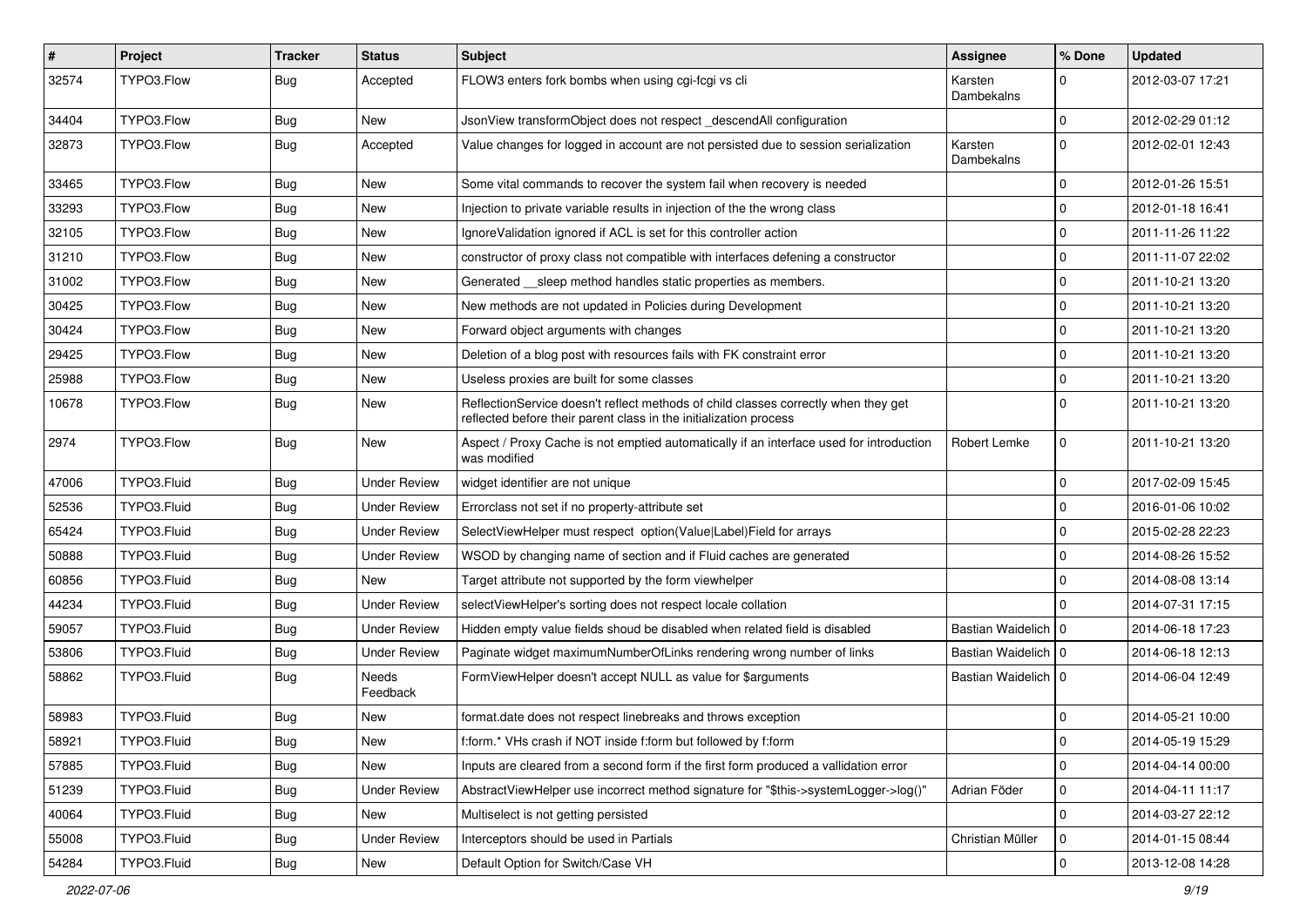| # | Project | Tracker | Status | Subject | Assignee | % Done | Updated |
|---|---|---|---|---|---|---|---|
| 32574 | TYPO3.Flow | Bug | Accepted | FLOW3 enters fork bombs when using cgi-fcgi vs cli | Karsten Dambekalns | 0 | 2012-03-07 17:21 |
| 34404 | TYPO3.Flow | Bug | New | JsonView transformObject does not respect _descendAll configuration | | 0 | 2012-02-29 01:12 |
| 32873 | TYPO3.Flow | Bug | Accepted | Value changes for logged in account are not persisted due to session serialization | Karsten Dambekalns | 0 | 2012-02-01 12:43 |
| 33465 | TYPO3.Flow | Bug | New | Some vital commands to recover the system fail when recovery is needed | | 0 | 2012-01-26 15:51 |
| 33293 | TYPO3.Flow | Bug | New | Injection to private variable results in injection of the the wrong class | | 0 | 2012-01-18 16:41 |
| 32105 | TYPO3.Flow | Bug | New | IgnoreValidation ignored if ACL is set for this controller action | | 0 | 2011-11-26 11:22 |
| 31210 | TYPO3.Flow | Bug | New | constructor of proxy class not compatible with interfaces defening a constructor | | 0 | 2011-11-07 22:02 |
| 31002 | TYPO3.Flow | Bug | New | Generated __sleep method handles static properties as members. | | 0 | 2011-10-21 13:20 |
| 30425 | TYPO3.Flow | Bug | New | New methods are not updated in Policies during Development | | 0 | 2011-10-21 13:20 |
| 30424 | TYPO3.Flow | Bug | New | Forward object arguments with changes | | 0 | 2011-10-21 13:20 |
| 29425 | TYPO3.Flow | Bug | New | Deletion of a blog post with resources fails with FK constraint error | | 0 | 2011-10-21 13:20 |
| 25988 | TYPO3.Flow | Bug | New | Useless proxies are built for some classes | | 0 | 2011-10-21 13:20 |
| 10678 | TYPO3.Flow | Bug | New | ReflectionService doesn't reflect methods of child classes correctly when they get reflected before their parent class in the initialization process | | 0 | 2011-10-21 13:20 |
| 2974 | TYPO3.Flow | Bug | New | Aspect / Proxy Cache is not emptied automatically if an interface used for introduction was modified | Robert Lemke | 0 | 2011-10-21 13:20 |
| 47006 | TYPO3.Fluid | Bug | Under Review | widget identifier are not unique | | 0 | 2017-02-09 15:45 |
| 52536 | TYPO3.Fluid | Bug | Under Review | Errorclass not set if no property-attribute set | | 0 | 2016-01-06 10:02 |
| 65424 | TYPO3.Fluid | Bug | Under Review | SelectViewHelper must respect option(Value\|Label)Field for arrays | | 0 | 2015-02-28 22:23 |
| 50888 | TYPO3.Fluid | Bug | Under Review | WSOD by changing name of section and if Fluid caches are generated | | 0 | 2014-08-26 15:52 |
| 60856 | TYPO3.Fluid | Bug | New | Target attribute not supported by the form viewhelper | | 0 | 2014-08-08 13:14 |
| 44234 | TYPO3.Fluid | Bug | Under Review | selectViewHelper's sorting does not respect locale collation | | 0 | 2014-07-31 17:15 |
| 59057 | TYPO3.Fluid | Bug | Under Review | Hidden empty value fields shoud be disabled when related field is disabled | Bastian Waidelich | 0 | 2014-06-18 17:23 |
| 53806 | TYPO3.Fluid | Bug | Under Review | Paginate widget maximumNumberOfLinks rendering wrong number of links | Bastian Waidelich | 0 | 2014-06-18 12:13 |
| 58862 | TYPO3.Fluid | Bug | Needs Feedback | FormViewHelper doesn't accept NULL as value for $arguments | Bastian Waidelich | 0 | 2014-06-04 12:49 |
| 58983 | TYPO3.Fluid | Bug | New | format.date does not respect linebreaks and throws exception | | 0 | 2014-05-21 10:00 |
| 58921 | TYPO3.Fluid | Bug | New | f:form.* VHs crash if NOT inside f:form but followed by f:form | | 0 | 2014-05-19 15:29 |
| 57885 | TYPO3.Fluid | Bug | New | Inputs are cleared from a second form if the first form produced a vallidation error | | 0 | 2014-04-14 00:00 |
| 51239 | TYPO3.Fluid | Bug | Under Review | AbstractViewHelper use incorrect method signature for "$this->systemLogger->log()" | Adrian Föder | 0 | 2014-04-11 11:17 |
| 40064 | TYPO3.Fluid | Bug | New | Multiselect is not getting persisted | | 0 | 2014-03-27 22:12 |
| 55008 | TYPO3.Fluid | Bug | Under Review | Interceptors should be used in Partials | Christian Müller | 0 | 2014-01-15 08:44 |
| 54284 | TYPO3.Fluid | Bug | New | Default Option for Switch/Case VH | | 0 | 2013-12-08 14:28 |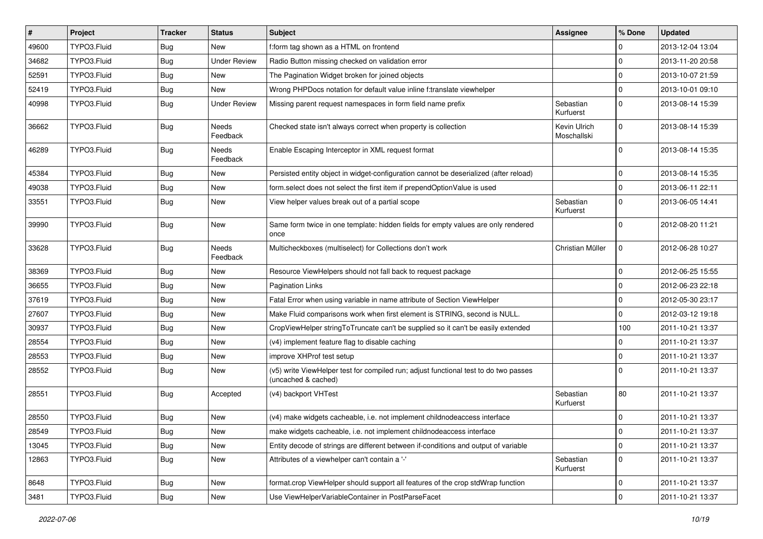| # | Project | Tracker | Status | Subject | Assignee | % Done | Updated |
|---|---|---|---|---|---|---|---|
| 49600 | TYPO3.Fluid | Bug | New | f:form tag shown as a HTML on frontend | | 0 | 2013-12-04 13:04 |
| 34682 | TYPO3.Fluid | Bug | Under Review | Radio Button missing checked on validation error | | 0 | 2013-11-20 20:58 |
| 52591 | TYPO3.Fluid | Bug | New | The Pagination Widget broken for joined objects | | 0 | 2013-10-07 21:59 |
| 52419 | TYPO3.Fluid | Bug | New | Wrong PHPDocs notation for default value inline f:translate viewhelper | | 0 | 2013-10-01 09:10 |
| 40998 | TYPO3.Fluid | Bug | Under Review | Missing parent request namespaces in form field name prefix | Sebastian Kurfuerst | 0 | 2013-08-14 15:39 |
| 36662 | TYPO3.Fluid | Bug | Needs Feedback | Checked state isn't always correct when property is collection | Kevin Ulrich Moschallski | 0 | 2013-08-14 15:39 |
| 46289 | TYPO3.Fluid | Bug | Needs Feedback | Enable Escaping Interceptor in XML request format | | 0 | 2013-08-14 15:35 |
| 45384 | TYPO3.Fluid | Bug | New | Persisted entity object in widget-configuration cannot be deserialized (after reload) | | 0 | 2013-08-14 15:35 |
| 49038 | TYPO3.Fluid | Bug | New | form.select does not select the first item if prependOptionValue is used | | 0 | 2013-06-11 22:11 |
| 33551 | TYPO3.Fluid | Bug | New | View helper values break out of a partial scope | Sebastian Kurfuerst | 0 | 2013-06-05 14:41 |
| 39990 | TYPO3.Fluid | Bug | New | Same form twice in one template: hidden fields for empty values are only rendered once | | 0 | 2012-08-20 11:21 |
| 33628 | TYPO3.Fluid | Bug | Needs Feedback | Multicheckboxes (multiselect) for Collections don't work | Christian Müller | 0 | 2012-06-28 10:27 |
| 38369 | TYPO3.Fluid | Bug | New | Resource ViewHelpers should not fall back to request package | | 0 | 2012-06-25 15:55 |
| 36655 | TYPO3.Fluid | Bug | New | Pagination Links | | 0 | 2012-06-23 22:18 |
| 37619 | TYPO3.Fluid | Bug | New | Fatal Error when using variable in name attribute of Section ViewHelper | | 0 | 2012-05-30 23:17 |
| 27607 | TYPO3.Fluid | Bug | New | Make Fluid comparisons work when first element is STRING, second is NULL. | | 0 | 2012-03-12 19:18 |
| 30937 | TYPO3.Fluid | Bug | New | CropViewHelper stringToTruncate can't be supplied so it can't be easily extended | | 100 | 2011-10-21 13:37 |
| 28554 | TYPO3.Fluid | Bug | New | (v4) implement feature flag to disable caching | | 0 | 2011-10-21 13:37 |
| 28553 | TYPO3.Fluid | Bug | New | improve XHProf test setup | | 0 | 2011-10-21 13:37 |
| 28552 | TYPO3.Fluid | Bug | New | (v5) write ViewHelper test for compiled run; adjust functional test to do two passes (uncached & cached) | | 0 | 2011-10-21 13:37 |
| 28551 | TYPO3.Fluid | Bug | Accepted | (v4) backport VHTest | Sebastian Kurfuerst | 80 | 2011-10-21 13:37 |
| 28550 | TYPO3.Fluid | Bug | New | (v4) make widgets cacheable, i.e. not implement childnodeaccess interface | | 0 | 2011-10-21 13:37 |
| 28549 | TYPO3.Fluid | Bug | New | make widgets cacheable, i.e. not implement childnodeaccess interface | | 0 | 2011-10-21 13:37 |
| 13045 | TYPO3.Fluid | Bug | New | Entity decode of strings are different between if-conditions and output of variable | | 0 | 2011-10-21 13:37 |
| 12863 | TYPO3.Fluid | Bug | New | Attributes of a viewhelper can't contain a '-' | Sebastian Kurfuerst | 0 | 2011-10-21 13:37 |
| 8648 | TYPO3.Fluid | Bug | New | format.crop ViewHelper should support all features of the crop stdWrap function | | 0 | 2011-10-21 13:37 |
| 3481 | TYPO3.Fluid | Bug | New | Use ViewHelperVariableContainer in PostParseFacet | | 0 | 2011-10-21 13:37 |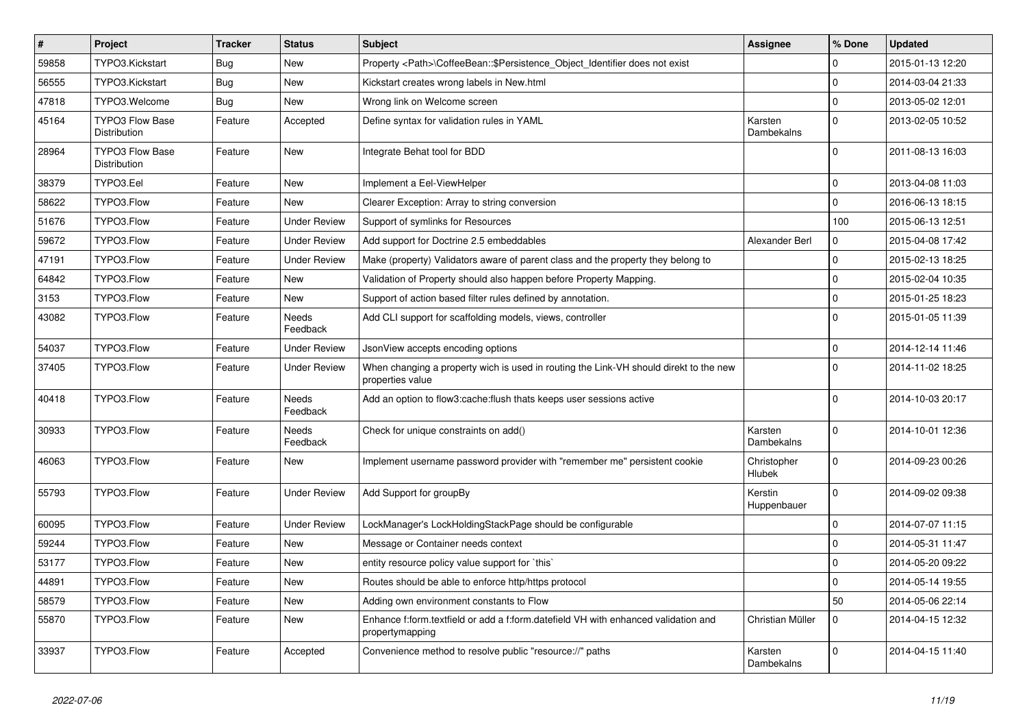| # | Project | Tracker | Status | Subject | Assignee | % Done | Updated |
|---|---|---|---|---|---|---|---|
| 59858 | TYPO3.Kickstart | Bug | New | Property <Path>\CoffeeBean::$Persistence_Object_Identifier does not exist | | 0 | 2015-01-13 12:20 |
| 56555 | TYPO3.Kickstart | Bug | New | Kickstart creates wrong labels in New.html | | 0 | 2014-03-04 21:33 |
| 47818 | TYPO3.Welcome | Bug | New | Wrong link on Welcome screen | | 0 | 2013-05-02 12:01 |
| 45164 | TYPO3 Flow Base Distribution | Feature | Accepted | Define syntax for validation rules in YAML | Karsten Dambekalns | 0 | 2013-02-05 10:52 |
| 28964 | TYPO3 Flow Base Distribution | Feature | New | Integrate Behat tool for BDD | | 0 | 2011-08-13 16:03 |
| 38379 | TYPO3.Eel | Feature | New | Implement a Eel-ViewHelper | | 0 | 2013-04-08 11:03 |
| 58622 | TYPO3.Flow | Feature | New | Clearer Exception: Array to string conversion | | 0 | 2016-06-13 18:15 |
| 51676 | TYPO3.Flow | Feature | Under Review | Support of symlinks for Resources | | 100 | 2015-06-13 12:51 |
| 59672 | TYPO3.Flow | Feature | Under Review | Add support for Doctrine 2.5 embeddables | Alexander Berl | 0 | 2015-04-08 17:42 |
| 47191 | TYPO3.Flow | Feature | Under Review | Make (property) Validators aware of parent class and the property they belong to | | 0 | 2015-02-13 18:25 |
| 64842 | TYPO3.Flow | Feature | New | Validation of Property should also happen before Property Mapping. | | 0 | 2015-02-04 10:35 |
| 3153 | TYPO3.Flow | Feature | New | Support of action based filter rules defined by annotation. | | 0 | 2015-01-25 18:23 |
| 43082 | TYPO3.Flow | Feature | Needs Feedback | Add CLI support for scaffolding models, views, controller | | 0 | 2015-01-05 11:39 |
| 54037 | TYPO3.Flow | Feature | Under Review | JsonView accepts encoding options | | 0 | 2014-12-14 11:46 |
| 37405 | TYPO3.Flow | Feature | Under Review | When changing a property wich is used in routing the Link-VH should direkt to the new properties value | | 0 | 2014-11-02 18:25 |
| 40418 | TYPO3.Flow | Feature | Needs Feedback | Add an option to flow3:cache:flush thats keeps user sessions active | | 0 | 2014-10-03 20:17 |
| 30933 | TYPO3.Flow | Feature | Needs Feedback | Check for unique constraints on add() | Karsten Dambekalns | 0 | 2014-10-01 12:36 |
| 46063 | TYPO3.Flow | Feature | New | Implement username password provider with "remember me" persistent cookie | Christopher Hlubek | 0 | 2014-09-23 00:26 |
| 55793 | TYPO3.Flow | Feature | Under Review | Add Support for groupBy | Kerstin Huppenbauer | 0 | 2014-09-02 09:38 |
| 60095 | TYPO3.Flow | Feature | Under Review | LockManager's LockHoldingStackPage should be configurable | | 0 | 2014-07-07 11:15 |
| 59244 | TYPO3.Flow | Feature | New | Message or Container needs context | | 0 | 2014-05-31 11:47 |
| 53177 | TYPO3.Flow | Feature | New | entity resource policy value support for `this` | | 0 | 2014-05-20 09:22 |
| 44891 | TYPO3.Flow | Feature | New | Routes should be able to enforce http/https protocol | | 0 | 2014-05-14 19:55 |
| 58579 | TYPO3.Flow | Feature | New | Adding own environment constants to Flow | | 50 | 2014-05-06 22:14 |
| 55870 | TYPO3.Flow | Feature | New | Enhance f:form.textfield or add a f:form.datefield VH with enhanced validation and propertymapping | Christian Müller | 0 | 2014-04-15 12:32 |
| 33937 | TYPO3.Flow | Feature | Accepted | Convenience method to resolve public "resource://" paths | Karsten Dambekalns | 0 | 2014-04-15 11:40 |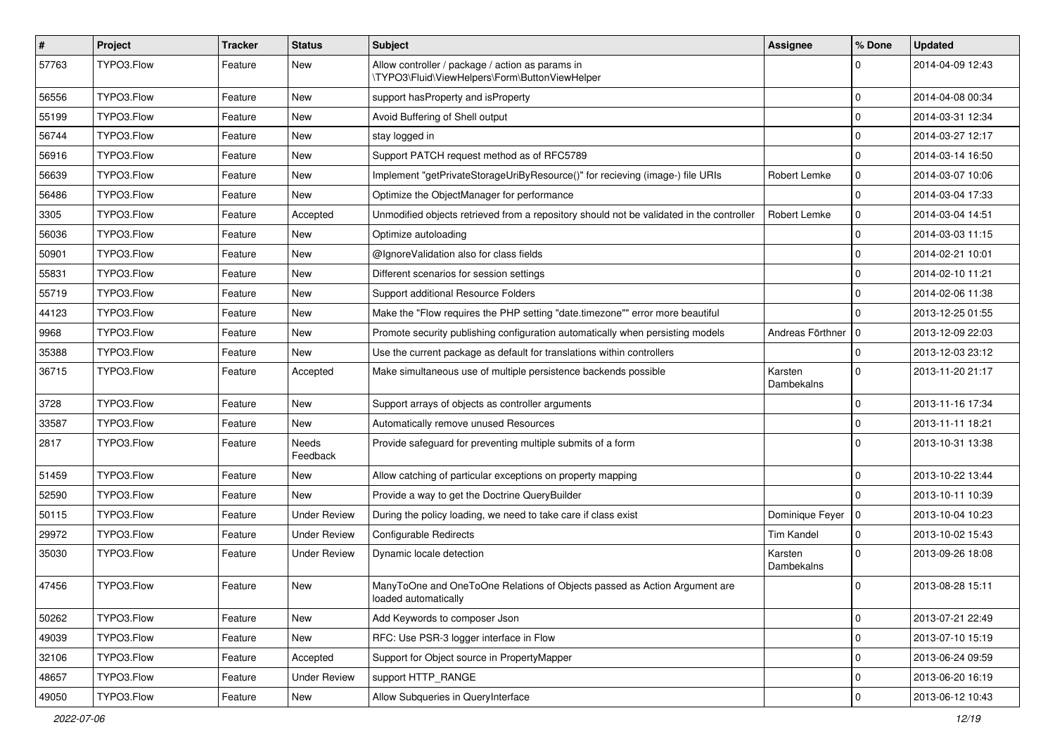| # | Project | Tracker | Status | Subject | Assignee | % Done | Updated |
|---|---|---|---|---|---|---|---|
| 57763 | TYPO3.Flow | Feature | New | Allow controller / package / action as params in \TYPO3\Fluid\ViewHelpers\Form\ButtonViewHelper | | 0 | 2014-04-09 12:43 |
| 56556 | TYPO3.Flow | Feature | New | support hasProperty and isProperty | | 0 | 2014-04-08 00:34 |
| 55199 | TYPO3.Flow | Feature | New | Avoid Buffering of Shell output | | 0 | 2014-03-31 12:34 |
| 56744 | TYPO3.Flow | Feature | New | stay logged in | | 0 | 2014-03-27 12:17 |
| 56916 | TYPO3.Flow | Feature | New | Support PATCH request method as of RFC5789 | | 0 | 2014-03-14 16:50 |
| 56639 | TYPO3.Flow | Feature | New | Implement "getPrivateStorageUriByResource()" for recieving (image-) file URIs | Robert Lemke | 0 | 2014-03-07 10:06 |
| 56486 | TYPO3.Flow | Feature | New | Optimize the ObjectManager for performance | | 0 | 2014-03-04 17:33 |
| 3305 | TYPO3.Flow | Feature | Accepted | Unmodified objects retrieved from a repository should not be validated in the controller | Robert Lemke | 0 | 2014-03-04 14:51 |
| 56036 | TYPO3.Flow | Feature | New | Optimize autoloading | | 0 | 2014-03-03 11:15 |
| 50901 | TYPO3.Flow | Feature | New | @IgnoreValidation also for class fields | | 0 | 2014-02-21 10:01 |
| 55831 | TYPO3.Flow | Feature | New | Different scenarios for session settings | | 0 | 2014-02-10 11:21 |
| 55719 | TYPO3.Flow | Feature | New | Support additional Resource Folders | | 0 | 2014-02-06 11:38 |
| 44123 | TYPO3.Flow | Feature | New | Make the "Flow requires the PHP setting "date.timezone"" error more beautiful | | 0 | 2013-12-25 01:55 |
| 9968 | TYPO3.Flow | Feature | New | Promote security publishing configuration automatically when persisting models | Andreas Förthner | 0 | 2013-12-09 22:03 |
| 35388 | TYPO3.Flow | Feature | New | Use the current package as default for translations within controllers | | 0 | 2013-12-03 23:12 |
| 36715 | TYPO3.Flow | Feature | Accepted | Make simultaneous use of multiple persistence backends possible | Karsten Dambekalns | 0 | 2013-11-20 21:17 |
| 3728 | TYPO3.Flow | Feature | New | Support arrays of objects as controller arguments | | 0 | 2013-11-16 17:34 |
| 33587 | TYPO3.Flow | Feature | New | Automatically remove unused Resources | | 0 | 2013-11-11 18:21 |
| 2817 | TYPO3.Flow | Feature | Needs Feedback | Provide safeguard for preventing multiple submits of a form | | 0 | 2013-10-31 13:38 |
| 51459 | TYPO3.Flow | Feature | New | Allow catching of particular exceptions on property mapping | | 0 | 2013-10-22 13:44 |
| 52590 | TYPO3.Flow | Feature | New | Provide a way to get the Doctrine QueryBuilder | | 0 | 2013-10-11 10:39 |
| 50115 | TYPO3.Flow | Feature | Under Review | During the policy loading, we need to take care if class exist | Dominique Feyer | 0 | 2013-10-04 10:23 |
| 29972 | TYPO3.Flow | Feature | Under Review | Configurable Redirects | Tim Kandel | 0 | 2013-10-02 15:43 |
| 35030 | TYPO3.Flow | Feature | Under Review | Dynamic locale detection | Karsten Dambekalns | 0 | 2013-09-26 18:08 |
| 47456 | TYPO3.Flow | Feature | New | ManyToOne and OneToOne Relations of Objects passed as Action Argument are loaded automatically | | 0 | 2013-08-28 15:11 |
| 50262 | TYPO3.Flow | Feature | New | Add Keywords to composer Json | | 0 | 2013-07-21 22:49 |
| 49039 | TYPO3.Flow | Feature | New | RFC: Use PSR-3 logger interface in Flow | | 0 | 2013-07-10 15:19 |
| 32106 | TYPO3.Flow | Feature | Accepted | Support for Object source in PropertyMapper | | 0 | 2013-06-24 09:59 |
| 48657 | TYPO3.Flow | Feature | Under Review | support HTTP_RANGE | | 0 | 2013-06-20 16:19 |
| 49050 | TYPO3.Flow | Feature | New | Allow Subqueries in QueryInterface | | 0 | 2013-06-12 10:43 |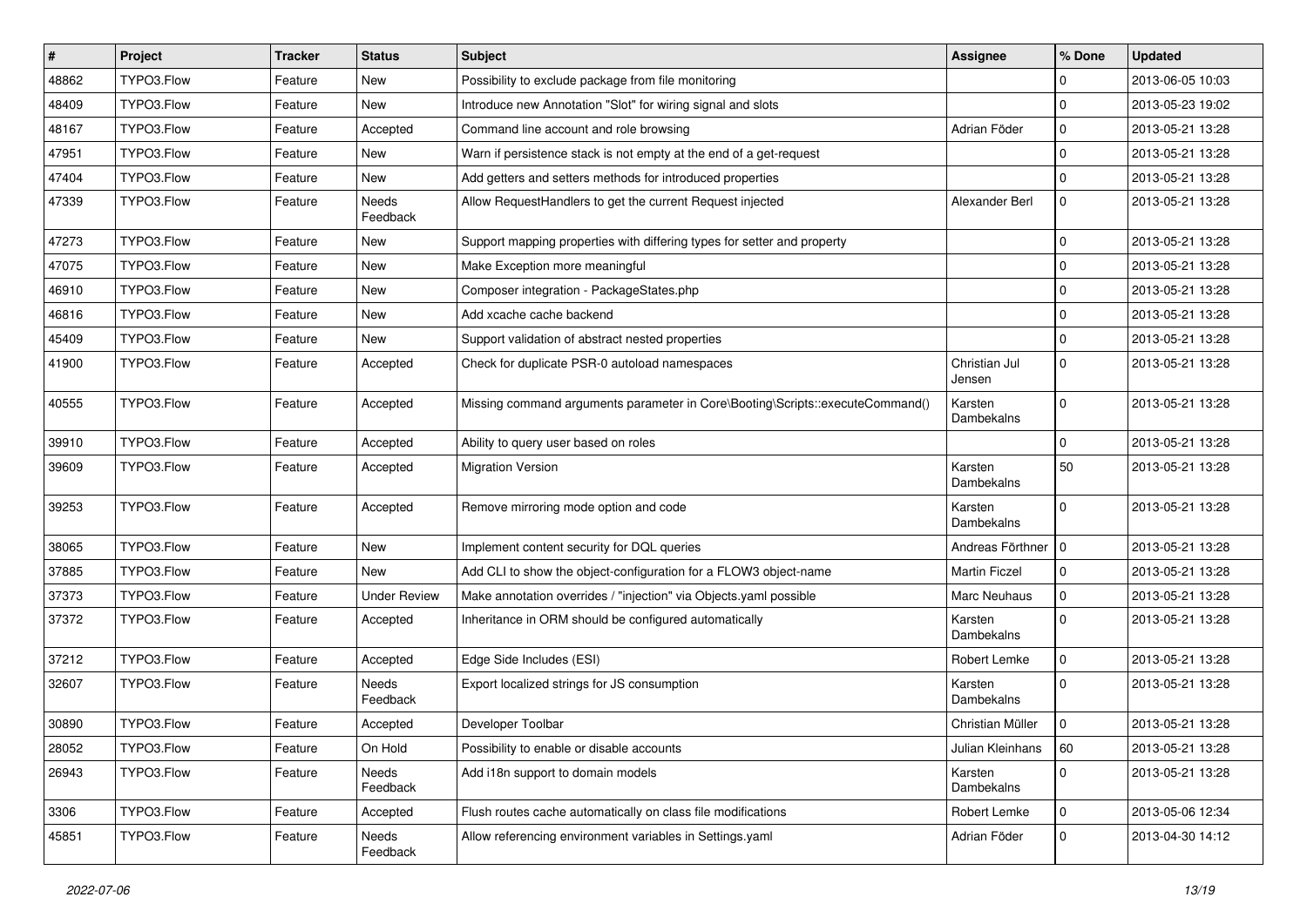| # | Project | Tracker | Status | Subject | Assignee | % Done | Updated |
|---|---|---|---|---|---|---|---|
| 48862 | TYPO3.Flow | Feature | New | Possibility to exclude package from file monitoring | | 0 | 2013-06-05 10:03 |
| 48409 | TYPO3.Flow | Feature | New | Introduce new Annotation "Slot" for wiring signal and slots | | 0 | 2013-05-23 19:02 |
| 48167 | TYPO3.Flow | Feature | Accepted | Command line account and role browsing | Adrian Föder | 0 | 2013-05-21 13:28 |
| 47951 | TYPO3.Flow | Feature | New | Warn if persistence stack is not empty at the end of a get-request | | 0 | 2013-05-21 13:28 |
| 47404 | TYPO3.Flow | Feature | New | Add getters and setters methods for introduced properties | | 0 | 2013-05-21 13:28 |
| 47339 | TYPO3.Flow | Feature | Needs Feedback | Allow RequestHandlers to get the current Request injected | Alexander Berl | 0 | 2013-05-21 13:28 |
| 47273 | TYPO3.Flow | Feature | New | Support mapping properties with differing types for setter and property | | 0 | 2013-05-21 13:28 |
| 47075 | TYPO3.Flow | Feature | New | Make Exception more meaningful | | 0 | 2013-05-21 13:28 |
| 46910 | TYPO3.Flow | Feature | New | Composer integration - PackageStates.php | | 0 | 2013-05-21 13:28 |
| 46816 | TYPO3.Flow | Feature | New | Add xcache cache backend | | 0 | 2013-05-21 13:28 |
| 45409 | TYPO3.Flow | Feature | New | Support validation of abstract nested properties | | 0 | 2013-05-21 13:28 |
| 41900 | TYPO3.Flow | Feature | Accepted | Check for duplicate PSR-0 autoload namespaces | Christian Jul Jensen | 0 | 2013-05-21 13:28 |
| 40555 | TYPO3.Flow | Feature | Accepted | Missing command arguments parameter in Core\Booting\Scripts::executeCommand() | Karsten Dambekalns | 0 | 2013-05-21 13:28 |
| 39910 | TYPO3.Flow | Feature | Accepted | Ability to query user based on roles | | 0 | 2013-05-21 13:28 |
| 39609 | TYPO3.Flow | Feature | Accepted | Migration Version | Karsten Dambekalns | 50 | 2013-05-21 13:28 |
| 39253 | TYPO3.Flow | Feature | Accepted | Remove mirroring mode option and code | Karsten Dambekalns | 0 | 2013-05-21 13:28 |
| 38065 | TYPO3.Flow | Feature | New | Implement content security for DQL queries | Andreas Förthner | 0 | 2013-05-21 13:28 |
| 37885 | TYPO3.Flow | Feature | New | Add CLI to show the object-configuration for a FLOW3 object-name | Martin Ficzel | 0 | 2013-05-21 13:28 |
| 37373 | TYPO3.Flow | Feature | Under Review | Make annotation overrides / "injection" via Objects.yaml possible | Marc Neuhaus | 0 | 2013-05-21 13:28 |
| 37372 | TYPO3.Flow | Feature | Accepted | Inheritance in ORM should be configured automatically | Karsten Dambekalns | 0 | 2013-05-21 13:28 |
| 37212 | TYPO3.Flow | Feature | Accepted | Edge Side Includes (ESI) | Robert Lemke | 0 | 2013-05-21 13:28 |
| 32607 | TYPO3.Flow | Feature | Needs Feedback | Export localized strings for JS consumption | Karsten Dambekalns | 0 | 2013-05-21 13:28 |
| 30890 | TYPO3.Flow | Feature | Accepted | Developer Toolbar | Christian Müller | 0 | 2013-05-21 13:28 |
| 28052 | TYPO3.Flow | Feature | On Hold | Possibility to enable or disable accounts | Julian Kleinhans | 60 | 2013-05-21 13:28 |
| 26943 | TYPO3.Flow | Feature | Needs Feedback | Add i18n support to domain models | Karsten Dambekalns | 0 | 2013-05-21 13:28 |
| 3306 | TYPO3.Flow | Feature | Accepted | Flush routes cache automatically on class file modifications | Robert Lemke | 0 | 2013-05-06 12:34 |
| 45851 | TYPO3.Flow | Feature | Needs Feedback | Allow referencing environment variables in Settings.yaml | Adrian Föder | 0 | 2013-04-30 14:12 |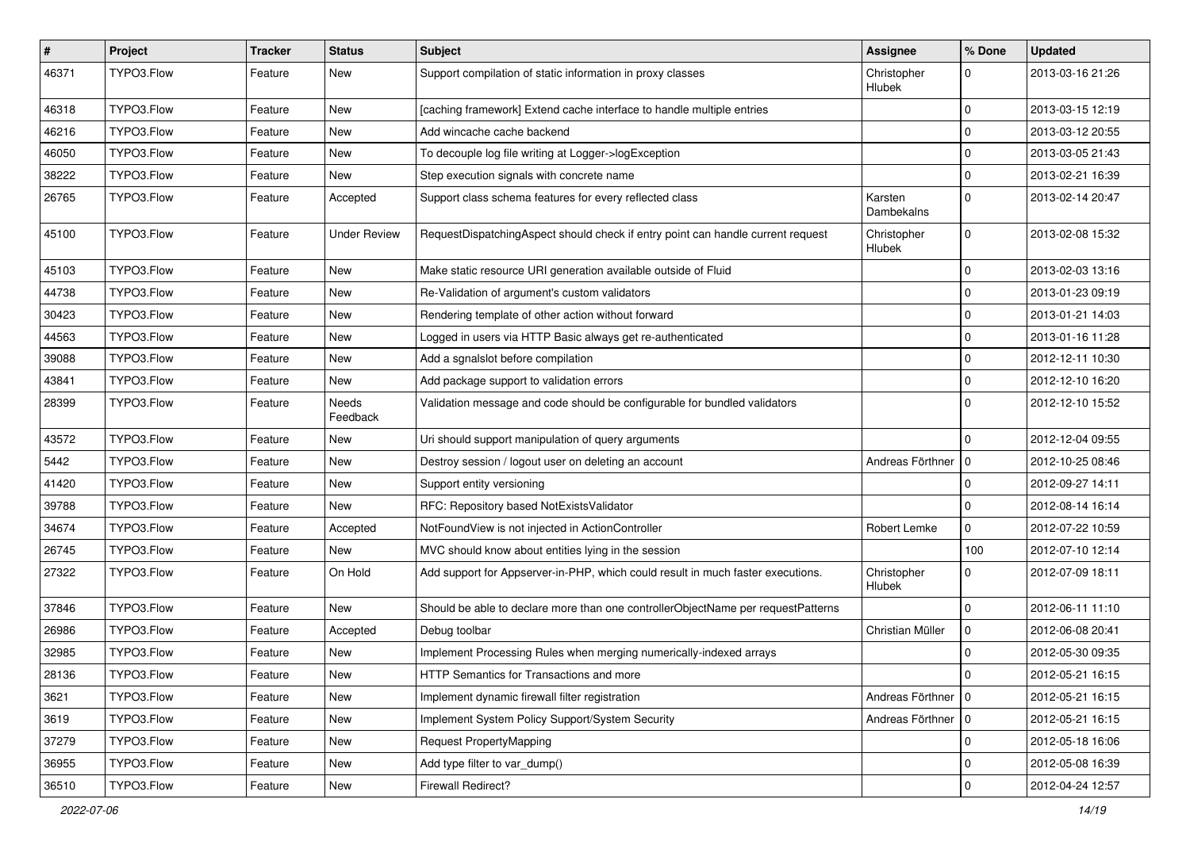| # | Project | Tracker | Status | Subject | Assignee | % Done | Updated |
|---|---|---|---|---|---|---|---|
| 46371 | TYPO3.Flow | Feature | New | Support compilation of static information in proxy classes | Christopher Hlubek | 0 | 2013-03-16 21:26 |
| 46318 | TYPO3.Flow | Feature | New | [caching framework] Extend cache interface to handle multiple entries | | 0 | 2013-03-15 12:19 |
| 46216 | TYPO3.Flow | Feature | New | Add wincache cache backend | | 0 | 2013-03-12 20:55 |
| 46050 | TYPO3.Flow | Feature | New | To decouple log file writing at Logger->logException | | 0 | 2013-03-05 21:43 |
| 38222 | TYPO3.Flow | Feature | New | Step execution signals with concrete name | | 0 | 2013-02-21 16:39 |
| 26765 | TYPO3.Flow | Feature | Accepted | Support class schema features for every reflected class | Karsten Dambekalns | 0 | 2013-02-14 20:47 |
| 45100 | TYPO3.Flow | Feature | Under Review | RequestDispatchingAspect should check if entry point can handle current request | Christopher Hlubek | 0 | 2013-02-08 15:32 |
| 45103 | TYPO3.Flow | Feature | New | Make static resource URI generation available outside of Fluid | | 0 | 2013-02-03 13:16 |
| 44738 | TYPO3.Flow | Feature | New | Re-Validation of argument's custom validators | | 0 | 2013-01-23 09:19 |
| 30423 | TYPO3.Flow | Feature | New | Rendering template of other action without forward | | 0 | 2013-01-21 14:03 |
| 44563 | TYPO3.Flow | Feature | New | Logged in users via HTTP Basic always get re-authenticated | | 0 | 2013-01-16 11:28 |
| 39088 | TYPO3.Flow | Feature | New | Add a sgnalslot before compilation | | 0 | 2012-12-11 10:30 |
| 43841 | TYPO3.Flow | Feature | New | Add package support to validation errors | | 0 | 2012-12-10 16:20 |
| 28399 | TYPO3.Flow | Feature | Needs Feedback | Validation message and code should be configurable for bundled validators | | 0 | 2012-12-10 15:52 |
| 43572 | TYPO3.Flow | Feature | New | Uri should support manipulation of query arguments | | 0 | 2012-12-04 09:55 |
| 5442 | TYPO3.Flow | Feature | New | Destroy session / logout user on deleting an account | Andreas Förthner | 0 | 2012-10-25 08:46 |
| 41420 | TYPO3.Flow | Feature | New | Support entity versioning | | 0 | 2012-09-27 14:11 |
| 39788 | TYPO3.Flow | Feature | New | RFC: Repository based NotExistsValidator | | 0 | 2012-08-14 16:14 |
| 34674 | TYPO3.Flow | Feature | Accepted | NotFoundView is not injected in ActionController | Robert Lemke | 0 | 2012-07-22 10:59 |
| 26745 | TYPO3.Flow | Feature | New | MVC should know about entities lying in the session | | 100 | 2012-07-10 12:14 |
| 27322 | TYPO3.Flow | Feature | On Hold | Add support for Appserver-in-PHP, which could result in much faster executions. | Christopher Hlubek | 0 | 2012-07-09 18:11 |
| 37846 | TYPO3.Flow | Feature | New | Should be able to declare more than one controllerObjectName per requestPatterns | | 0 | 2012-06-11 11:10 |
| 26986 | TYPO3.Flow | Feature | Accepted | Debug toolbar | Christian Müller | 0 | 2012-06-08 20:41 |
| 32985 | TYPO3.Flow | Feature | New | Implement Processing Rules when merging numerically-indexed arrays | | 0 | 2012-05-30 09:35 |
| 28136 | TYPO3.Flow | Feature | New | HTTP Semantics for Transactions and more | | 0 | 2012-05-21 16:15 |
| 3621 | TYPO3.Flow | Feature | New | Implement dynamic firewall filter registration | Andreas Förthner | 0 | 2012-05-21 16:15 |
| 3619 | TYPO3.Flow | Feature | New | Implement System Policy Support/System Security | Andreas Förthner | 0 | 2012-05-21 16:15 |
| 37279 | TYPO3.Flow | Feature | New | Request PropertyMapping | | 0 | 2012-05-18 16:06 |
| 36955 | TYPO3.Flow | Feature | New | Add type filter to var_dump() | | 0 | 2012-05-08 16:39 |
| 36510 | TYPO3.Flow | Feature | New | Firewall Redirect? | | 0 | 2012-04-24 12:57 |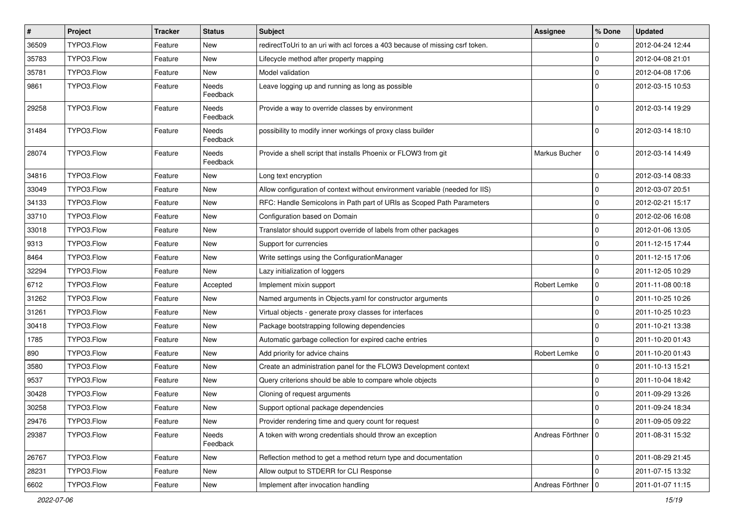| # | Project | Tracker | Status | Subject | Assignee | % Done | Updated |
|---|---|---|---|---|---|---|---|
| 36509 | TYPO3.Flow | Feature | New | redirectToUri to an uri with acl forces a 403 because of missing csrf token. | | 0 | 2012-04-24 12:44 |
| 35783 | TYPO3.Flow | Feature | New | Lifecycle method after property mapping | | 0 | 2012-04-08 21:01 |
| 35781 | TYPO3.Flow | Feature | New | Model validation | | 0 | 2012-04-08 17:06 |
| 9861 | TYPO3.Flow | Feature | Needs Feedback | Leave logging up and running as long as possible | | 0 | 2012-03-15 10:53 |
| 29258 | TYPO3.Flow | Feature | Needs Feedback | Provide a way to override classes by environment | | 0 | 2012-03-14 19:29 |
| 31484 | TYPO3.Flow | Feature | Needs Feedback | possibility to modify inner workings of proxy class builder | | 0 | 2012-03-14 18:10 |
| 28074 | TYPO3.Flow | Feature | Needs Feedback | Provide a shell script that installs Phoenix or FLOW3 from git | Markus Bucher | 0 | 2012-03-14 14:49 |
| 34816 | TYPO3.Flow | Feature | New | Long text encryption | | 0 | 2012-03-14 08:33 |
| 33049 | TYPO3.Flow | Feature | New | Allow configuration of context without environment variable (needed for IIS) | | 0 | 2012-03-07 20:51 |
| 34133 | TYPO3.Flow | Feature | New | RFC: Handle Semicolons in Path part of URIs as Scoped Path Parameters | | 0 | 2012-02-21 15:17 |
| 33710 | TYPO3.Flow | Feature | New | Configuration based on Domain | | 0 | 2012-02-06 16:08 |
| 33018 | TYPO3.Flow | Feature | New | Translator should support override of labels from other packages | | 0 | 2012-01-06 13:05 |
| 9313 | TYPO3.Flow | Feature | New | Support for currencies | | 0 | 2011-12-15 17:44 |
| 8464 | TYPO3.Flow | Feature | New | Write settings using the ConfigurationManager | | 0 | 2011-12-15 17:06 |
| 32294 | TYPO3.Flow | Feature | New | Lazy initialization of loggers | | 0 | 2011-12-05 10:29 |
| 6712 | TYPO3.Flow | Feature | Accepted | Implement mixin support | Robert Lemke | 0 | 2011-11-08 00:18 |
| 31262 | TYPO3.Flow | Feature | New | Named arguments in Objects.yaml for constructor arguments | | 0 | 2011-10-25 10:26 |
| 31261 | TYPO3.Flow | Feature | New | Virtual objects - generate proxy classes for interfaces | | 0 | 2011-10-25 10:23 |
| 30418 | TYPO3.Flow | Feature | New | Package bootstrapping following dependencies | | 0 | 2011-10-21 13:38 |
| 1785 | TYPO3.Flow | Feature | New | Automatic garbage collection for expired cache entries | | 0 | 2011-10-20 01:43 |
| 890 | TYPO3.Flow | Feature | New | Add priority for advice chains | Robert Lemke | 0 | 2011-10-20 01:43 |
| 3580 | TYPO3.Flow | Feature | New | Create an administration panel for the FLOW3 Development context | | 0 | 2011-10-13 15:21 |
| 9537 | TYPO3.Flow | Feature | New | Query criterions should be able to compare whole objects | | 0 | 2011-10-04 18:42 |
| 30428 | TYPO3.Flow | Feature | New | Cloning of request arguments | | 0 | 2011-09-29 13:26 |
| 30258 | TYPO3.Flow | Feature | New | Support optional package dependencies | | 0 | 2011-09-24 18:34 |
| 29476 | TYPO3.Flow | Feature | New | Provider rendering time and query count for request | | 0 | 2011-09-05 09:22 |
| 29387 | TYPO3.Flow | Feature | Needs Feedback | A token with wrong credentials should throw an exception | Andreas Förthner | 0 | 2011-08-31 15:32 |
| 26767 | TYPO3.Flow | Feature | New | Reflection method to get a method return type and documentation | | 0 | 2011-08-29 21:45 |
| 28231 | TYPO3.Flow | Feature | New | Allow output to STDERR for CLI Response | | 0 | 2011-07-15 13:32 |
| 6602 | TYPO3.Flow | Feature | New | Implement after invocation handling | Andreas Förthner | 0 | 2011-01-07 11:15 |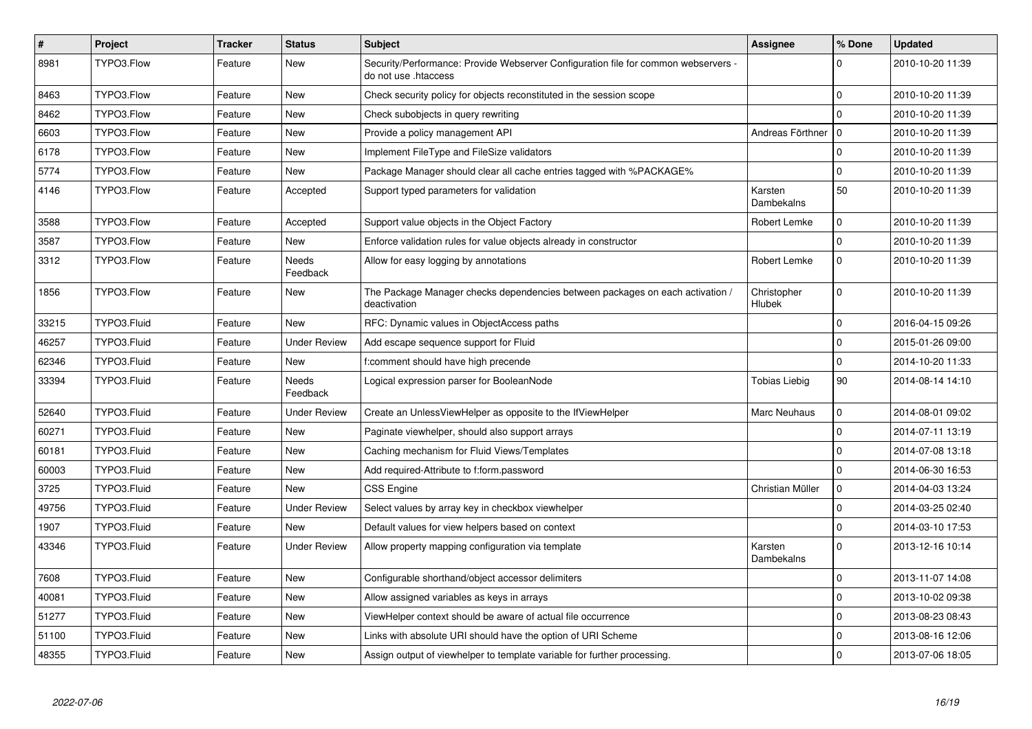| # | Project | Tracker | Status | Subject | Assignee | % Done | Updated |
|---|---|---|---|---|---|---|---|
| 8981 | TYPO3.Flow | Feature | New | Security/Performance: Provide Webserver Configuration file for common webservers - do not use .htaccess | | 0 | 2010-10-20 11:39 |
| 8463 | TYPO3.Flow | Feature | New | Check security policy for objects reconstituted in the session scope | | 0 | 2010-10-20 11:39 |
| 8462 | TYPO3.Flow | Feature | New | Check subobjects in query rewriting | | 0 | 2010-10-20 11:39 |
| 6603 | TYPO3.Flow | Feature | New | Provide a policy management API | Andreas Förthner | 0 | 2010-10-20 11:39 |
| 6178 | TYPO3.Flow | Feature | New | Implement FileType and FileSize validators | | 0 | 2010-10-20 11:39 |
| 5774 | TYPO3.Flow | Feature | New | Package Manager should clear all cache entries tagged with %PACKAGE% | | 0 | 2010-10-20 11:39 |
| 4146 | TYPO3.Flow | Feature | Accepted | Support typed parameters for validation | Karsten Dambekalns | 50 | 2010-10-20 11:39 |
| 3588 | TYPO3.Flow | Feature | Accepted | Support value objects in the Object Factory | Robert Lemke | 0 | 2010-10-20 11:39 |
| 3587 | TYPO3.Flow | Feature | New | Enforce validation rules for value objects already in constructor | | 0 | 2010-10-20 11:39 |
| 3312 | TYPO3.Flow | Feature | Needs Feedback | Allow for easy logging by annotations | Robert Lemke | 0 | 2010-10-20 11:39 |
| 1856 | TYPO3.Flow | Feature | New | The Package Manager checks dependencies between packages on each activation / deactivation | Christopher Hlubek | 0 | 2010-10-20 11:39 |
| 33215 | TYPO3.Fluid | Feature | New | RFC: Dynamic values in ObjectAccess paths | | 0 | 2016-04-15 09:26 |
| 46257 | TYPO3.Fluid | Feature | Under Review | Add escape sequence support for Fluid | | 0 | 2015-01-26 09:00 |
| 62346 | TYPO3.Fluid | Feature | New | f:comment should have high precende | | 0 | 2014-10-20 11:33 |
| 33394 | TYPO3.Fluid | Feature | Needs Feedback | Logical expression parser for BooleanNode | Tobias Liebig | 90 | 2014-08-14 14:10 |
| 52640 | TYPO3.Fluid | Feature | Under Review | Create an UnlessViewHelper as opposite to the IfViewHelper | Marc Neuhaus | 0 | 2014-08-01 09:02 |
| 60271 | TYPO3.Fluid | Feature | New | Paginate viewhelper, should also support arrays | | 0 | 2014-07-11 13:19 |
| 60181 | TYPO3.Fluid | Feature | New | Caching mechanism for Fluid Views/Templates | | 0 | 2014-07-08 13:18 |
| 60003 | TYPO3.Fluid | Feature | New | Add required-Attribute to f:form.password | | 0 | 2014-06-30 16:53 |
| 3725 | TYPO3.Fluid | Feature | New | CSS Engine | Christian Müller | 0 | 2014-04-03 13:24 |
| 49756 | TYPO3.Fluid | Feature | Under Review | Select values by array key in checkbox viewhelper | | 0 | 2014-03-25 02:40 |
| 1907 | TYPO3.Fluid | Feature | New | Default values for view helpers based on context | | 0 | 2014-03-10 17:53 |
| 43346 | TYPO3.Fluid | Feature | Under Review | Allow property mapping configuration via template | Karsten Dambekalns | 0 | 2013-12-16 10:14 |
| 7608 | TYPO3.Fluid | Feature | New | Configurable shorthand/object accessor delimiters | | 0 | 2013-11-07 14:08 |
| 40081 | TYPO3.Fluid | Feature | New | Allow assigned variables as keys in arrays | | 0 | 2013-10-02 09:38 |
| 51277 | TYPO3.Fluid | Feature | New | ViewHelper context should be aware of actual file occurrence | | 0 | 2013-08-23 08:43 |
| 51100 | TYPO3.Fluid | Feature | New | Links with absolute URI should have the option of URI Scheme | | 0 | 2013-08-16 12:06 |
| 48355 | TYPO3.Fluid | Feature | New | Assign output of viewhelper to template variable for further processing. | | 0 | 2013-07-06 18:05 |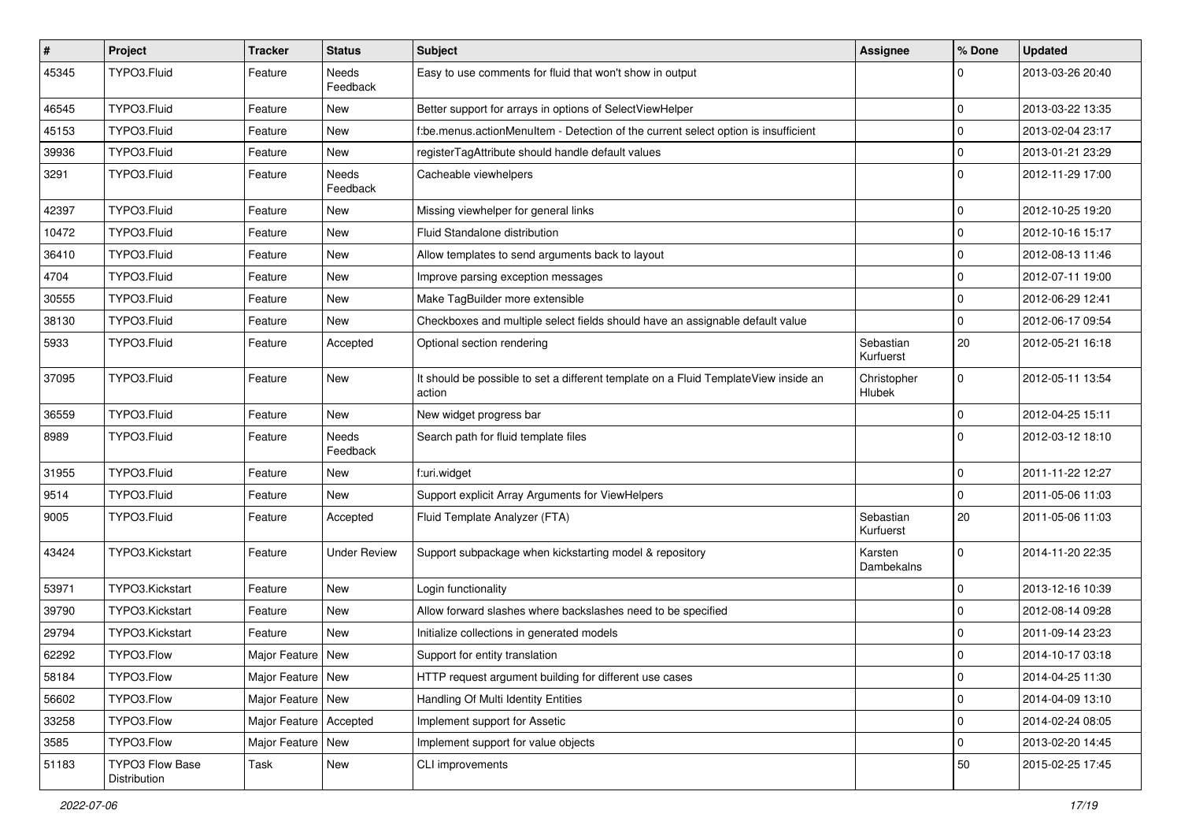| # | Project | Tracker | Status | Subject | Assignee | % Done | Updated |
|---|---|---|---|---|---|---|---|
| 45345 | TYPO3.Fluid | Feature | Needs Feedback | Easy to use comments for fluid that won't show in output | | 0 | 2013-03-26 20:40 |
| 46545 | TYPO3.Fluid | Feature | New | Better support for arrays in options of SelectViewHelper | | 0 | 2013-03-22 13:35 |
| 45153 | TYPO3.Fluid | Feature | New | f:be.menus.actionMenuItem - Detection of the current select option is insufficient | | 0 | 2013-02-04 23:17 |
| 39936 | TYPO3.Fluid | Feature | New | registerTagAttribute should handle default values | | 0 | 2013-01-21 23:29 |
| 3291 | TYPO3.Fluid | Feature | Needs Feedback | Cacheable viewhelpers | | 0 | 2012-11-29 17:00 |
| 42397 | TYPO3.Fluid | Feature | New | Missing viewhelper for general links | | 0 | 2012-10-25 19:20 |
| 10472 | TYPO3.Fluid | Feature | New | Fluid Standalone distribution | | 0 | 2012-10-16 15:17 |
| 36410 | TYPO3.Fluid | Feature | New | Allow templates to send arguments back to layout | | 0 | 2012-08-13 11:46 |
| 4704 | TYPO3.Fluid | Feature | New | Improve parsing exception messages | | 0 | 2012-07-11 19:00 |
| 30555 | TYPO3.Fluid | Feature | New | Make TagBuilder more extensible | | 0 | 2012-06-29 12:41 |
| 38130 | TYPO3.Fluid | Feature | New | Checkboxes and multiple select fields should have an assignable default value | | 0 | 2012-06-17 09:54 |
| 5933 | TYPO3.Fluid | Feature | Accepted | Optional section rendering | Sebastian Kurfuerst | 20 | 2012-05-21 16:18 |
| 37095 | TYPO3.Fluid | Feature | New | It should be possible to set a different template on a Fluid TemplateView inside an action | Christopher Hlubek | 0 | 2012-05-11 13:54 |
| 36559 | TYPO3.Fluid | Feature | New | New widget progress bar | | 0 | 2012-04-25 15:11 |
| 8989 | TYPO3.Fluid | Feature | Needs Feedback | Search path for fluid template files | | 0 | 2012-03-12 18:10 |
| 31955 | TYPO3.Fluid | Feature | New | f:uri.widget | | 0 | 2011-11-22 12:27 |
| 9514 | TYPO3.Fluid | Feature | New | Support explicit Array Arguments for ViewHelpers | | 0 | 2011-05-06 11:03 |
| 9005 | TYPO3.Fluid | Feature | Accepted | Fluid Template Analyzer (FTA) | Sebastian Kurfuerst | 20 | 2011-05-06 11:03 |
| 43424 | TYPO3.Kickstart | Feature | Under Review | Support subpackage when kickstarting model & repository | Karsten Dambekalns | 0 | 2014-11-20 22:35 |
| 53971 | TYPO3.Kickstart | Feature | New | Login functionality | | 0 | 2013-12-16 10:39 |
| 39790 | TYPO3.Kickstart | Feature | New | Allow forward slashes where backslashes need to be specified | | 0 | 2012-08-14 09:28 |
| 29794 | TYPO3.Kickstart | Feature | New | Initialize collections in generated models | | 0 | 2011-09-14 23:23 |
| 62292 | TYPO3.Flow | Major Feature | New | Support for entity translation | | 0 | 2014-10-17 03:18 |
| 58184 | TYPO3.Flow | Major Feature | New | HTTP request argument building for different use cases | | 0 | 2014-04-25 11:30 |
| 56602 | TYPO3.Flow | Major Feature | New | Handling Of Multi Identity Entities | | 0 | 2014-04-09 13:10 |
| 33258 | TYPO3.Flow | Major Feature | Accepted | Implement support for Assetic | | 0 | 2014-02-24 08:05 |
| 3585 | TYPO3.Flow | Major Feature | New | Implement support for value objects | | 0 | 2013-02-20 14:45 |
| 51183 | TYPO3 Flow Base Distribution | Task | New | CLI improvements | | 50 | 2015-02-25 17:45 |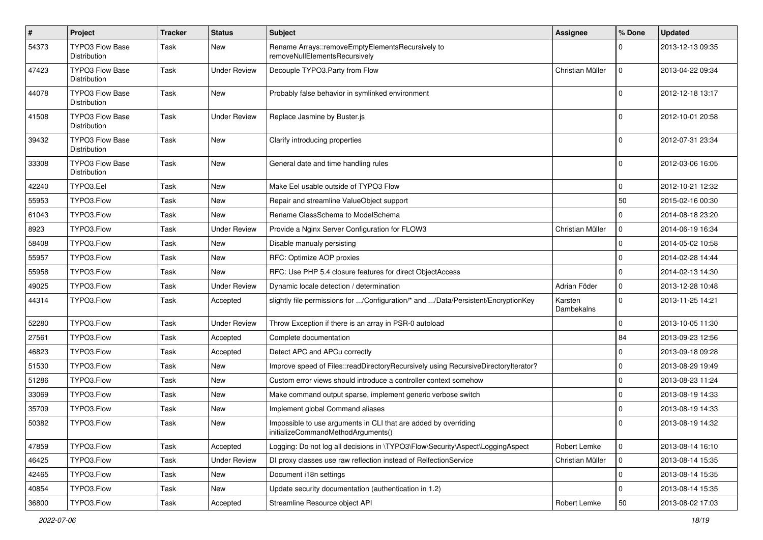| # | Project | Tracker | Status | Subject | Assignee | % Done | Updated |
|---|---|---|---|---|---|---|---|
| 54373 | TYPO3 Flow Base Distribution | Task | New | Rename Arrays::removeEmptyElementsRecursively to removeNullElementsRecursively | | 0 | 2013-12-13 09:35 |
| 47423 | TYPO3 Flow Base Distribution | Task | Under Review | Decouple TYPO3.Party from Flow | Christian Müller | 0 | 2013-04-22 09:34 |
| 44078 | TYPO3 Flow Base Distribution | Task | New | Probably false behavior in symlinked environment | | 0 | 2012-12-18 13:17 |
| 41508 | TYPO3 Flow Base Distribution | Task | Under Review | Replace Jasmine by Buster.js | | 0 | 2012-10-01 20:58 |
| 39432 | TYPO3 Flow Base Distribution | Task | New | Clarify introducing properties | | 0 | 2012-07-31 23:34 |
| 33308 | TYPO3 Flow Base Distribution | Task | New | General date and time handling rules | | 0 | 2012-03-06 16:05 |
| 42240 | TYPO3.Eel | Task | New | Make Eel usable outside of TYPO3 Flow | | 0 | 2012-10-21 12:32 |
| 55953 | TYPO3.Flow | Task | New | Repair and streamline ValueObject support | | 50 | 2015-02-16 00:30 |
| 61043 | TYPO3.Flow | Task | New | Rename ClassSchema to ModelSchema | | 0 | 2014-08-18 23:20 |
| 8923 | TYPO3.Flow | Task | Under Review | Provide a Nginx Server Configuration for FLOW3 | Christian Müller | 0 | 2014-06-19 16:34 |
| 58408 | TYPO3.Flow | Task | New | Disable manualy persisting | | 0 | 2014-05-02 10:58 |
| 55957 | TYPO3.Flow | Task | New | RFC: Optimize AOP proxies | | 0 | 2014-02-28 14:44 |
| 55958 | TYPO3.Flow | Task | New | RFC: Use PHP 5.4 closure features for direct ObjectAccess | | 0 | 2014-02-13 14:30 |
| 49025 | TYPO3.Flow | Task | Under Review | Dynamic locale detection / determination | Adrian Föder | 0 | 2013-12-28 10:48 |
| 44314 | TYPO3.Flow | Task | Accepted | slightly file permissions for .../Configuration/* and .../Data/Persistent/EncryptionKey | Karsten Dambekalns | 0 | 2013-11-25 14:21 |
| 52280 | TYPO3.Flow | Task | Under Review | Throw Exception if there is an array in PSR-0 autoload | | 0 | 2013-10-05 11:30 |
| 27561 | TYPO3.Flow | Task | Accepted | Complete documentation | | 84 | 2013-09-23 12:56 |
| 46823 | TYPO3.Flow | Task | Accepted | Detect APC and APCu correctly | | 0 | 2013-09-18 09:28 |
| 51530 | TYPO3.Flow | Task | New | Improve speed of Files::readDirectoryRecursively using RecursiveDirectoryIterator? | | 0 | 2013-08-29 19:49 |
| 51286 | TYPO3.Flow | Task | New | Custom error views should introduce a controller context somehow | | 0 | 2013-08-23 11:24 |
| 33069 | TYPO3.Flow | Task | New | Make command output sparse, implement generic verbose switch | | 0 | 2013-08-19 14:33 |
| 35709 | TYPO3.Flow | Task | New | Implement global Command aliases | | 0 | 2013-08-19 14:33 |
| 50382 | TYPO3.Flow | Task | New | Impossible to use arguments in CLI that are added by overriding initializeCommandMethodArguments() | | 0 | 2013-08-19 14:32 |
| 47859 | TYPO3.Flow | Task | Accepted | Logging: Do not log all decisions in \TYPO3\Flow\Security\Aspect\LoggingAspect | Robert Lemke | 0 | 2013-08-14 16:10 |
| 46425 | TYPO3.Flow | Task | Under Review | DI proxy classes use raw reflection instead of RelfectionService | Christian Müller | 0 | 2013-08-14 15:35 |
| 42465 | TYPO3.Flow | Task | New | Document i18n settings | | 0 | 2013-08-14 15:35 |
| 40854 | TYPO3.Flow | Task | New | Update security documentation (authentication in 1.2) | | 0 | 2013-08-14 15:35 |
| 36800 | TYPO3.Flow | Task | Accepted | Streamline Resource object API | Robert Lemke | 50 | 2013-08-02 17:03 |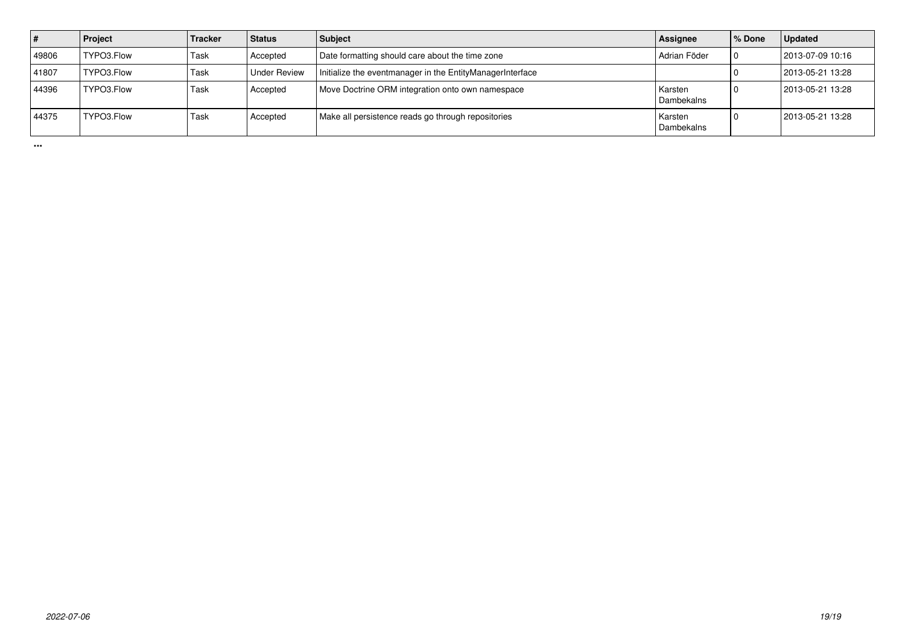| # | Project | Tracker | Status | Subject | Assignee | % Done | Updated |
|---|---|---|---|---|---|---|---|
| 49806 | TYPO3.Flow | Task | Accepted | Date formatting should care about the time zone | Adrian Föder | 0 | 2013-07-09 10:16 |
| 41807 | TYPO3.Flow | Task | Under Review | Initialize the eventmanager in the EntityManagerInterface | | 0 | 2013-05-21 13:28 |
| 44396 | TYPO3.Flow | Task | Accepted | Move Doctrine ORM integration onto own namespace | Karsten Dambekalns | 0 | 2013-05-21 13:28 |
| 44375 | TYPO3.Flow | Task | Accepted | Make all persistence reads go through repositories | Karsten Dambekalns | 0 | 2013-05-21 13:28 |

...

*2022-07-06*